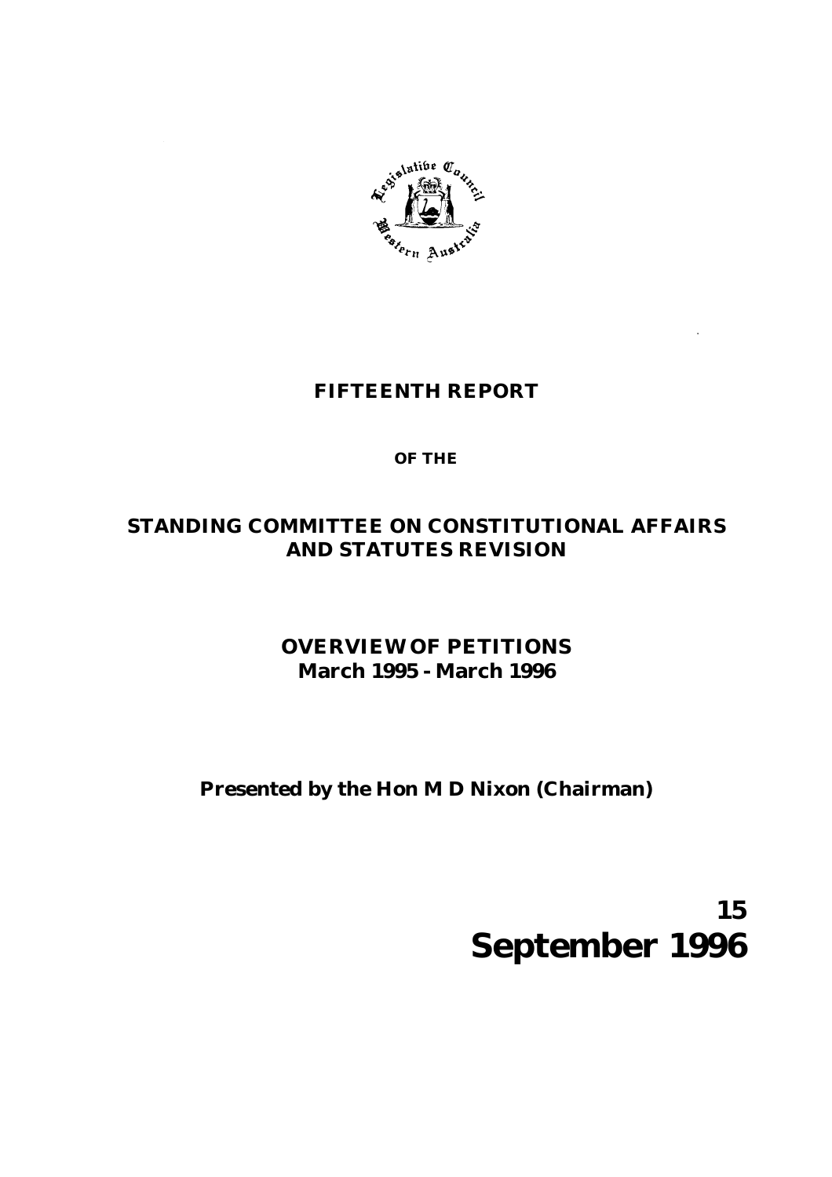# FIFTEENTH REPORT

**OF THE**

## STANDING COMMITTEE ON CONSTITUTIONAL AFFAIRS AND STATUTES REVISION

## OVERVIEW OF PETITIONS
**March 1995 - March 1996**

**Presented by the Hon M D Nixon (Chairman)**

**15 September 1996**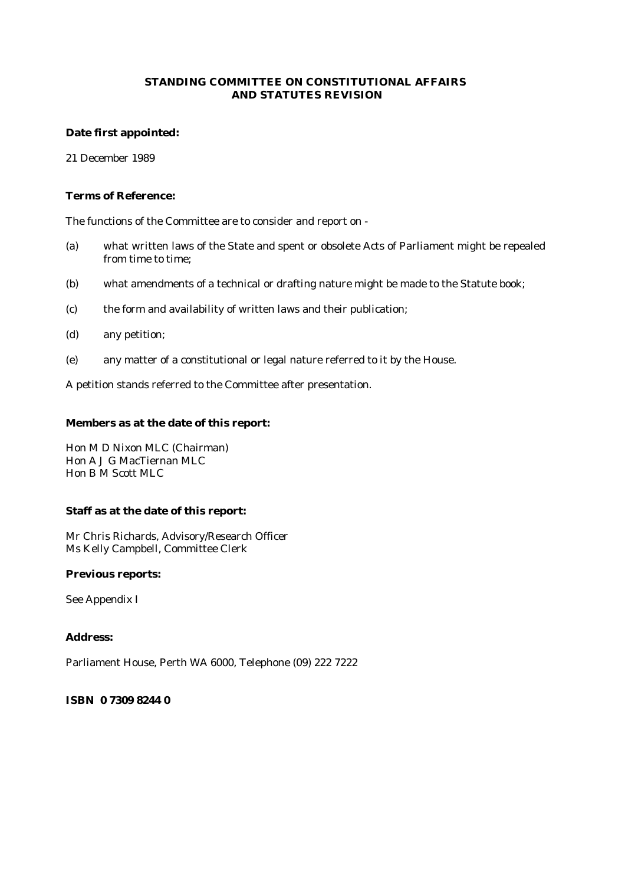# STANDING COMMITTEE ON CONSTITUTIONAL AFFAIRS AND STATUTES REVISION

**Date first appointed:**

21 December 1989

**Terms of Reference:**

The functions of the Committee are to consider and report on -

(a) what written laws of the State and spent or obsolete Acts of Parliament might be repealed from time to time;

(b) what amendments of a technical or drafting nature might be made to the Statute book;

(c) the form and availability of written laws and their publication;

(d) any petition;

(e) any matter of a constitutional or legal nature referred to it by the House.

A petition stands referred to the Committee after presentation.

**Members as at the date of this report:**

Hon M D Nixon MLC (Chairman)
Hon A J G MacTiernan MLC
Hon B M Scott MLC

**Staff as at the date of this report:**

Mr Chris Richards, Advisory/Research Officer
Ms Kelly Campbell, Committee Clerk

**Previous reports:**

See Appendix I

**Address:**

Parliament House, Perth WA 6000, Telephone (09) 222 7222

**ISBN 0 7309 8244 0**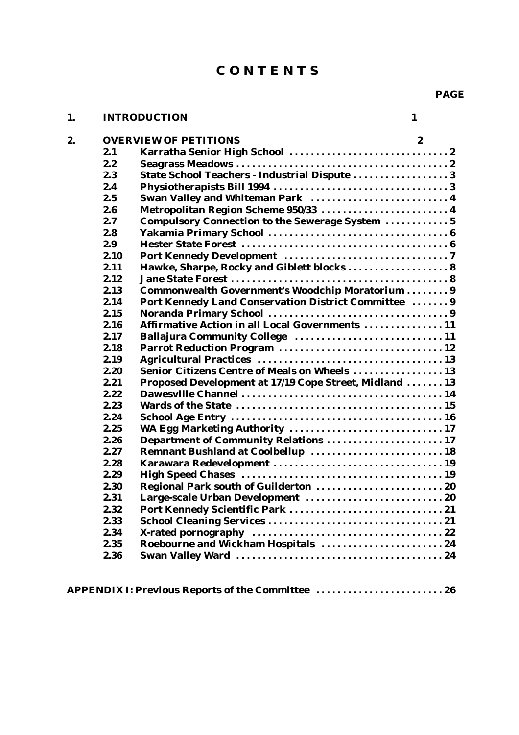# CONTENTS

| | | | PAGE |
|---|---|---|---|
| 1. | INTRODUCTION | | 1 |
| 2. | OVERVIEW OF PETITIONS | | 2 |
| | 2.1 | Karratha Senior High School | 2 |
| | 2.2 | Seagrass Meadows | 2 |
| | 2.3 | State School Teachers - Industrial Dispute | 3 |
| | 2.4 | Physiotherapists Bill 1994 | 3 |
| | 2.5 | Swan Valley and Whiteman Park | 4 |
| | 2.6 | Metropolitan Region Scheme 950/33 | 4 |
| | 2.7 | Compulsory Connection to the Sewerage System | 5 |
| | 2.8 | Yakamia Primary School | 6 |
| | 2.9 | Hester State Forest | 6 |
| | 2.10 | Port Kennedy Development | 7 |
| | 2.11 | Hawke, Sharpe, Rocky and Giblett blocks | 8 |
| | 2.12 | Jane State Forest | 8 |
| | 2.13 | Commonwealth Government's Woodchip Moratorium | 9 |
| | 2.14 | Port Kennedy Land Conservation District Committee | 9 |
| | 2.15 | Noranda Primary School | 9 |
| | 2.16 | Affirmative Action in all Local Governments | 11 |
| | 2.17 | Ballajura Community College | 11 |
| | 2.18 | Parrot Reduction Program | 12 |
| | 2.19 | Agricultural Practices | 13 |
| | 2.20 | Senior Citizens Centre of Meals on Wheels | 13 |
| | 2.21 | Proposed Development at 17/19 Cope Street, Midland | 13 |
| | 2.22 | Dawesville Channel | 14 |
| | 2.23 | Wards of the State | 15 |
| | 2.24 | School Age Entry | 16 |
| | 2.25 | WA Egg Marketing Authority | 17 |
| | 2.26 | Department of Community Relations | 17 |
| | 2.27 | Remnant Bushland at Coolbellup | 18 |
| | 2.28 | Karawara Redevelopment | 19 |
| | 2.29 | High Speed Chases | 19 |
| | 2.30 | Regional Park south of Guilderton | 20 |
| | 2.31 | Large-scale Urban Development | 20 |
| | 2.32 | Port Kennedy Scientific Park | 21 |
| | 2.33 | School Cleaning Services | 21 |
| | 2.34 | X-rated pornography | 22 |
| | 2.35 | Roebourne and Wickham Hospitals | 24 |
| | 2.36 | Swan Valley Ward | 24 |

APPENDIX I: Previous Reports of the Committee ........................ 26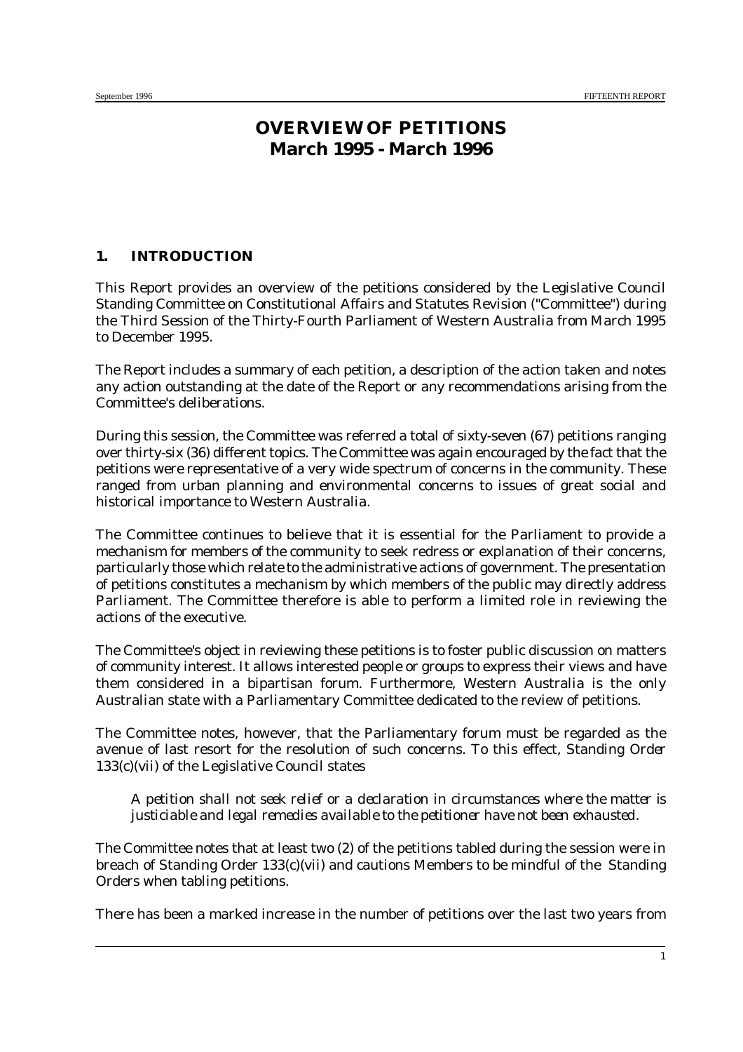# OVERVIEW OF PETITIONS
## March 1995 - March 1996

### 1. INTRODUCTION

This Report provides an overview of the petitions considered by the Legislative Council Standing Committee on Constitutional Affairs and Statutes Revision ("Committee") during the Third Session of the Thirty-Fourth Parliament of Western Australia from March 1995 to December 1995.

The Report includes a summary of each petition, a description of the action taken and notes any action outstanding at the date of the Report or any recommendations arising from the Committee's deliberations.

During this session, the Committee was referred a total of sixty-seven (67) petitions ranging over thirty-six (36) different topics. The Committee was again encouraged by the fact that the petitions were representative of a very wide spectrum of concerns in the community. These ranged from urban planning and environmental concerns to issues of great social and historical importance to Western Australia.

The Committee continues to believe that it is essential for the Parliament to provide a mechanism for members of the community to seek redress or explanation of their concerns, particularly those which relate to the administrative actions of government. The presentation of petitions constitutes a mechanism by which members of the public may directly address Parliament. The Committee therefore is able to perform a limited role in reviewing the actions of the executive.

The Committee's object in reviewing these petitions is to foster public discussion on matters of community interest. It allows interested people or groups to express their views and have them considered in a bipartisan forum. Furthermore, Western Australia is the only Australian state with a Parliamentary Committee dedicated to the review of petitions.

The Committee notes, however, that the Parliamentary forum must be regarded as the avenue of last resort for the resolution of such concerns. To this effect, Standing Order 133(c)(vii) of the Legislative Council states

> *A petition shall not seek relief or a declaration in circumstances where the matter is justiciable and legal remedies available to the petitioner have not been exhausted.*

The Committee notes that at least two (2) of the petitions tabled during the session were in breach of Standing Order 133(c)(vii) and cautions Members to be mindful of the Standing Orders when tabling petitions.

There has been a marked increase in the number of petitions over the last two years from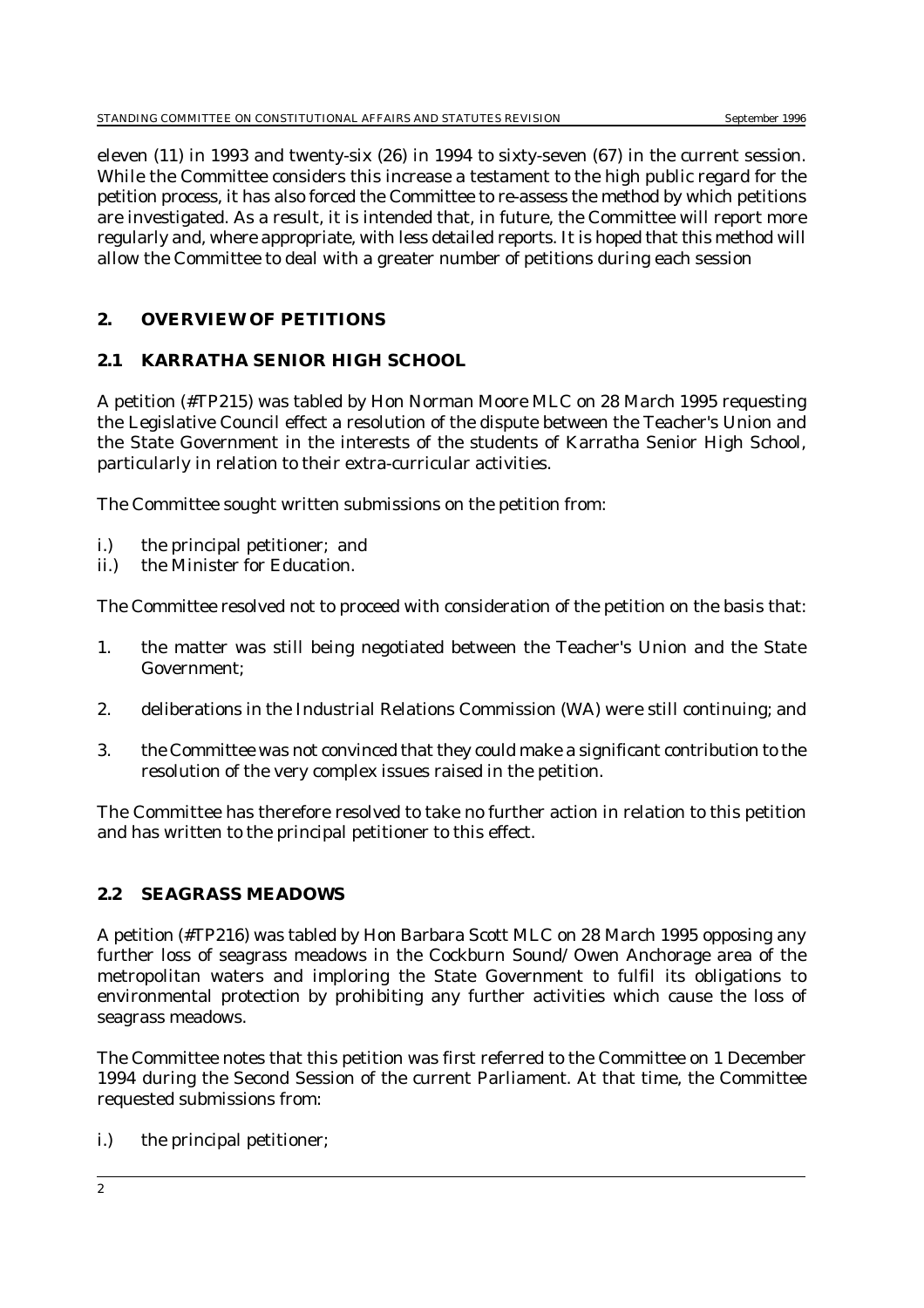eleven (11) in 1993 and twenty-six (26) in 1994 to sixty-seven (67) in the current session. While the Committee considers this increase a testament to the high public regard for the petition process, it has also forced the Committee to re-assess the method by which petitions are investigated. As a result, it is intended that, in future, the Committee will report more regularly and, where appropriate, with less detailed reports. It is hoped that this method will allow the Committee to deal with a greater number of petitions during each session

## 2. OVERVIEW OF PETITIONS

### 2.1 KARRATHA SENIOR HIGH SCHOOL

A petition (#TP215) was tabled by Hon Norman Moore MLC on 28 March 1995 requesting the Legislative Council effect a resolution of the dispute between the Teacher's Union and the State Government in the interests of the students of Karratha Senior High School, particularly in relation to their extra-curricular activities.

The Committee sought written submissions on the petition from:

i.) the principal petitioner; and
ii.) the Minister for Education.

The Committee resolved not to proceed with consideration of the petition on the basis that:

1. the matter was still being negotiated between the Teacher's Union and the State Government;

2. deliberations in the Industrial Relations Commission (WA) were still continuing; and

3. the Committee was not convinced that they could make a significant contribution to the resolution of the very complex issues raised in the petition.

The Committee has therefore resolved to take no further action in relation to this petition and has written to the principal petitioner to this effect.

### 2.2 SEAGRASS MEADOWS

A petition (#TP216) was tabled by Hon Barbara Scott MLC on 28 March 1995 opposing any further loss of seagrass meadows in the Cockburn Sound/Owen Anchorage area of the metropolitan waters and imploring the State Government to fulfil its obligations to environmental protection by prohibiting any further activities which cause the loss of seagrass meadows.

The Committee notes that this petition was first referred to the Committee on 1 December 1994 during the Second Session of the current Parliament. At that time, the Committee requested submissions from:

i.) the principal petitioner;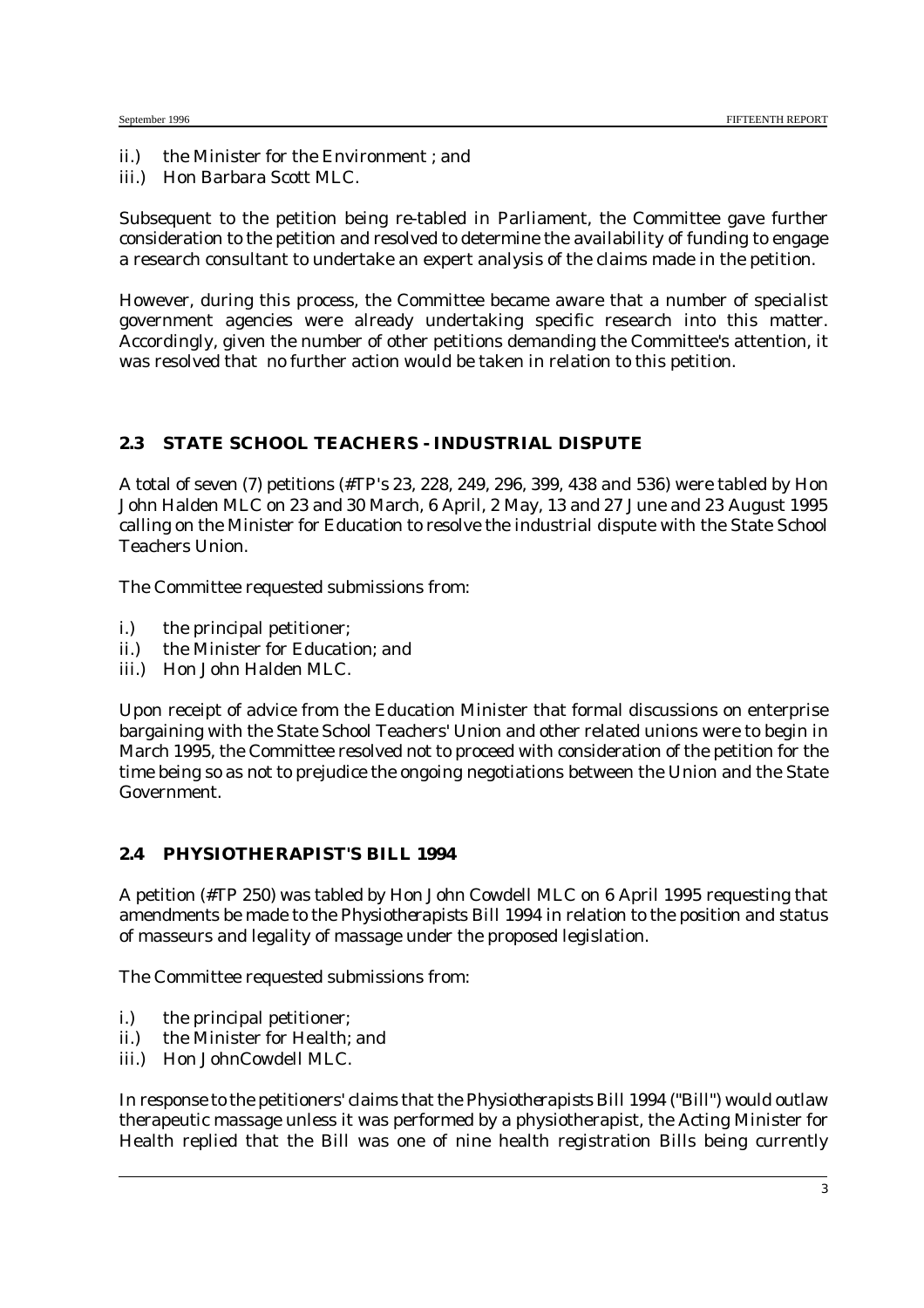ii.) the Minister for the Environment ; and
iii.) Hon Barbara Scott MLC.

Subsequent to the petition being re-tabled in Parliament, the Committee gave further consideration to the petition and resolved to determine the availability of funding to engage a research consultant to undertake an expert analysis of the claims made in the petition.

However, during this process, the Committee became aware that a number of specialist government agencies were already undertaking specific research into this matter. Accordingly, given the number of other petitions demanding the Committee's attention, it was resolved that no further action would be taken in relation to this petition.

## 2.3 STATE SCHOOL TEACHERS - INDUSTRIAL DISPUTE

A total of seven (7) petitions (#TP's 23, 228, 249, 296, 399, 438 and 536) were tabled by Hon John Halden MLC on 23 and 30 March, 6 April, 2 May, 13 and 27 June and 23 August 1995 calling on the Minister for Education to resolve the industrial dispute with the State School Teachers Union.

The Committee requested submissions from:

i.) the principal petitioner;
ii.) the Minister for Education; and
iii.) Hon John Halden MLC.

Upon receipt of advice from the Education Minister that formal discussions on enterprise bargaining with the State School Teachers' Union and other related unions were to begin in March 1995, the Committee resolved not to proceed with consideration of the petition for the time being so as not to prejudice the ongoing negotiations between the Union and the State Government.

## 2.4 PHYSIOTHERAPIST'S BILL 1994

A petition (#TP 250) was tabled by Hon John Cowdell MLC on 6 April 1995 requesting that amendments be made to the Physiotherapists Bill 1994 in relation to the position and status of masseurs and legality of massage under the proposed legislation.

The Committee requested submissions from:

i.) the principal petitioner;
ii.) the Minister for Health; and
iii.) Hon JohnCowdell MLC.

In response to the petitioners' claims that the *Physiotherapists Bill 1994* ("Bill") would outlaw therapeutic massage unless it was performed by a physiotherapist, the Acting Minister for Health replied that the Bill was one of nine health registration Bills being currently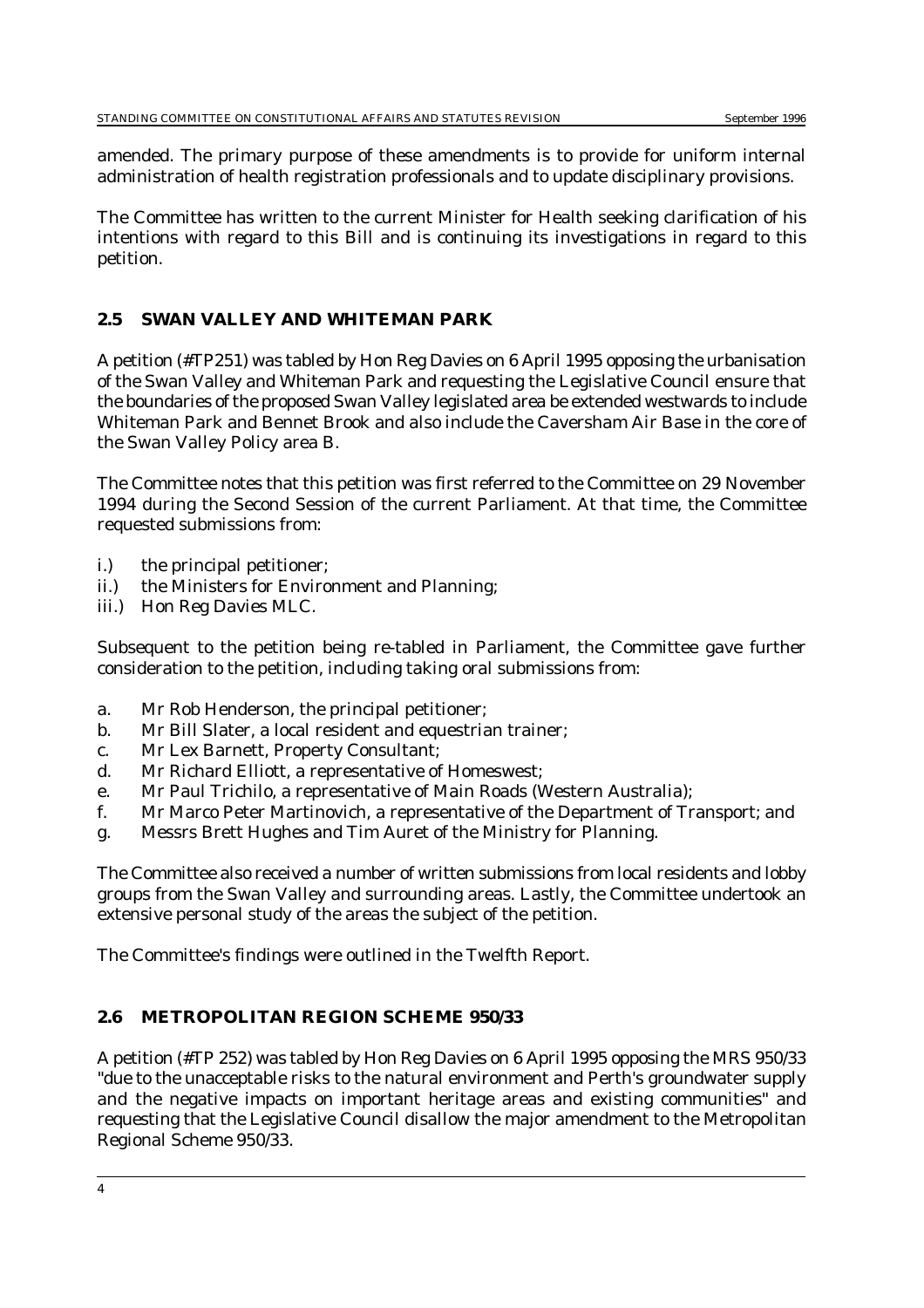amended. The primary purpose of these amendments is to provide for uniform internal administration of health registration professionals and to update disciplinary provisions.

The Committee has written to the current Minister for Health seeking clarification of his intentions with regard to this Bill and is continuing its investigations in regard to this petition.

## 2.5 SWAN VALLEY AND WHITEMAN PARK

A petition (#TP251) was tabled by Hon Reg Davies on 6 April 1995 opposing the urbanisation of the Swan Valley and Whiteman Park and requesting the Legislative Council ensure that the boundaries of the proposed Swan Valley legislated area be extended westwards to include Whiteman Park and Bennet Brook and also include the Caversham Air Base in the core of the Swan Valley Policy area B.

The Committee notes that this petition was first referred to the Committee on 29 November 1994 during the Second Session of the current Parliament. At that time, the Committee requested submissions from:

i.) the principal petitioner;
ii.) the Ministers for Environment and Planning;
iii.) Hon Reg Davies MLC.

Subsequent to the petition being re-tabled in Parliament, the Committee gave further consideration to the petition, including taking oral submissions from:

a. Mr Rob Henderson, the principal petitioner;
b. Mr Bill Slater, a local resident and equestrian trainer;
c. Mr Lex Barnett, Property Consultant;
d. Mr Richard Elliott, a representative of Homeswest;
e. Mr Paul Trichilo, a representative of Main Roads (Western Australia);
f. Mr Marco Peter Martinovich, a representative of the Department of Transport; and
g. Messrs Brett Hughes and Tim Auret of the Ministry for Planning.

The Committee also received a number of written submissions from local residents and lobby groups from the Swan Valley and surrounding areas. Lastly, the Committee undertook an extensive personal study of the areas the subject of the petition.

The Committee's findings were outlined in the Twelfth Report.

## 2.6 METROPOLITAN REGION SCHEME 950/33

A petition (#TP 252) was tabled by Hon Reg Davies on 6 April 1995 opposing the MRS 950/33 "due to the unacceptable risks to the natural environment and Perth's groundwater supply and the negative impacts on important heritage areas and existing communities" and requesting that the Legislative Council disallow the major amendment to the Metropolitan Regional Scheme 950/33.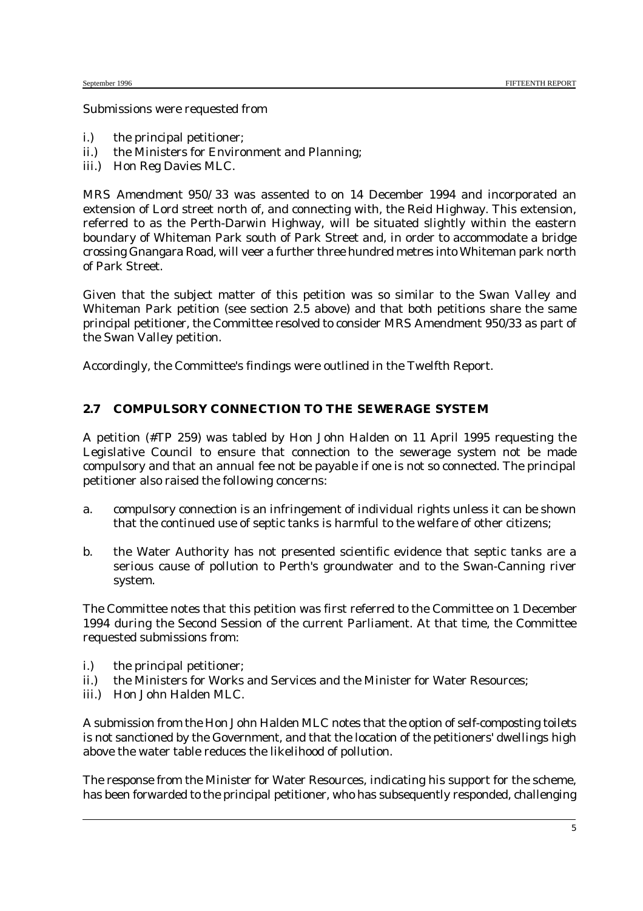Submissions were requested from

i.) the principal petitioner;
ii.) the Ministers for Environment and Planning;
iii.) Hon Reg Davies MLC.

MRS Amendment 950/33 was assented to on 14 December 1994 and incorporated an extension of Lord street north of, and connecting with, the Reid Highway. This extension, referred to as the Perth-Darwin Highway, will be situated slightly within the eastern boundary of Whiteman Park south of Park Street and, in order to accommodate a bridge crossing Gnangara Road, will veer a further three hundred metres into Whiteman park north of Park Street.

Given that the subject matter of this petition was so similar to the Swan Valley and Whiteman Park petition (see section 2.5 above) and that both petitions share the same principal petitioner, the Committee resolved to consider MRS Amendment 950/33 as part of the Swan Valley petition.

Accordingly, the Committee's findings were outlined in the Twelfth Report.

## 2.7 COMPULSORY CONNECTION TO THE SEWERAGE SYSTEM

A petition (#TP 259) was tabled by Hon John Halden on 11 April 1995 requesting the Legislative Council to ensure that connection to the sewerage system not be made compulsory and that an annual fee not be payable if one is not so connected. The principal petitioner also raised the following concerns:

a. compulsory connection is an infringement of individual rights unless it can be shown that the continued use of septic tanks is harmful to the welfare of other citizens;

b. the Water Authority has not presented scientific evidence that septic tanks are a serious cause of pollution to Perth's groundwater and to the Swan-Canning river system.

The Committee notes that this petition was first referred to the Committee on 1 December 1994 during the Second Session of the current Parliament. At that time, the Committee requested submissions from:

i.) the principal petitioner;
ii.) the Ministers for Works and Services and the Minister for Water Resources;
iii.) Hon John Halden MLC.

A submission from the Hon John Halden MLC notes that the option of self-composting toilets is not sanctioned by the Government, and that the location of the petitioners' dwellings high above the water table reduces the likelihood of pollution.

The response from the Minister for Water Resources, indicating his support for the scheme, has been forwarded to the principal petitioner, who has subsequently responded, challenging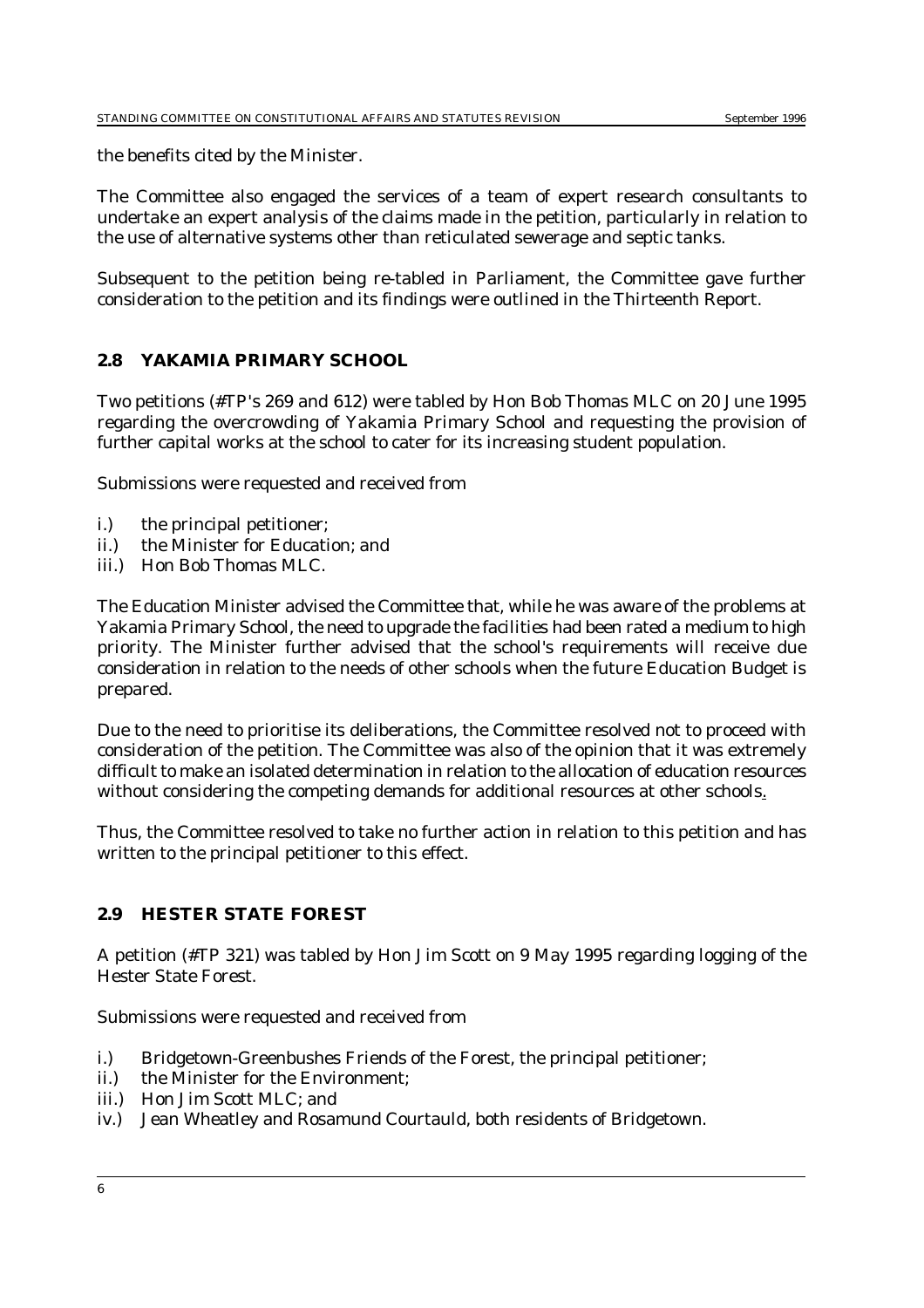the benefits cited by the Minister.

The Committee also engaged the services of a team of expert research consultants to undertake an expert analysis of the claims made in the petition, particularly in relation to the use of alternative systems other than reticulated sewerage and septic tanks.

Subsequent to the petition being re-tabled in Parliament, the Committee gave further consideration to the petition and its findings were outlined in the Thirteenth Report.

### 2.8 YAKAMIA PRIMARY SCHOOL

Two petitions (#TP's 269 and 612) were tabled by Hon Bob Thomas MLC on 20 June 1995 regarding the overcrowding of Yakamia Primary School and requesting the provision of further capital works at the school to cater for its increasing student population.

Submissions were requested and received from

i.) the principal petitioner;
ii.) the Minister for Education; and
iii.) Hon Bob Thomas MLC.

The Education Minister advised the Committee that, while he was aware of the problems at Yakamia Primary School, the need to upgrade the facilities had been rated a medium to high priority. The Minister further advised that the school's requirements will receive due consideration in relation to the needs of other schools when the future Education Budget is prepared.

Due to the need to prioritise its deliberations, the Committee resolved not to proceed with consideration of the petition. The Committee was also of the opinion that it was extremely difficult to make an isolated determination in relation to the allocation of education resources without considering the competing demands for additional resources at other schools.

Thus, the Committee resolved to take no further action in relation to this petition and has written to the principal petitioner to this effect.

### 2.9 HESTER STATE FOREST

A petition (#TP 321) was tabled by Hon Jim Scott on 9 May 1995 regarding logging of the Hester State Forest.

Submissions were requested and received from

i.) Bridgetown-Greenbushes Friends of the Forest, the principal petitioner;
ii.) the Minister for the Environment;
iii.) Hon Jim Scott MLC; and
iv.) Jean Wheatley and Rosamund Courtauld, both residents of Bridgetown.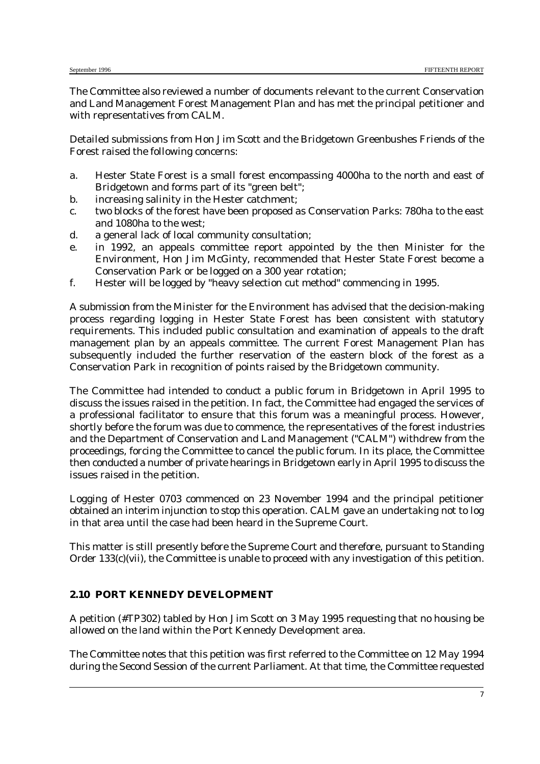The Committee also reviewed a number of documents relevant to the current Conservation and Land Management Forest Management Plan and has met the principal petitioner and with representatives from CALM.

Detailed submissions from Hon Jim Scott and the Bridgetown Greenbushes Friends of the Forest raised the following concerns:

a. Hester State Forest is a small forest encompassing 4000ha to the north and east of Bridgetown and forms part of its "green belt";
b. increasing salinity in the Hester catchment;
c. two blocks of the forest have been proposed as Conservation Parks: 780ha to the east and 1080ha to the west;
d. a general lack of local community consultation;
e. in 1992, an appeals committee report appointed by the then Minister for the Environment, Hon Jim McGinty, recommended that Hester State Forest become a Conservation Park or be logged on a 300 year rotation;
f. Hester will be logged by "heavy selection cut method" commencing in 1995.

A submission from the Minister for the Environment has advised that the decision-making process regarding logging in Hester State Forest has been consistent with statutory requirements. This included public consultation and examination of appeals to the draft management plan by an appeals committee. The current Forest Management Plan has subsequently included the further reservation of the eastern block of the forest as a Conservation Park in recognition of points raised by the Bridgetown community.

The Committee had intended to conduct a public forum in Bridgetown in April 1995 to discuss the issues raised in the petition. In fact, the Committee had engaged the services of a professional facilitator to ensure that this forum was a meaningful process. However, shortly before the forum was due to commence, the representatives of the forest industries and the Department of Conservation and Land Management ("CALM") withdrew from the proceedings, forcing the Committee to cancel the public forum. In its place, the Committee then conducted a number of private hearings in Bridgetown early in April 1995 to discuss the issues raised in the petition.

Logging of Hester 0703 commenced on 23 November 1994 and the principal petitioner obtained an interim injunction to stop this operation. CALM gave an undertaking not to log in that area until the case had been heard in the Supreme Court.

This matter is still presently before the Supreme Court and therefore, pursuant to Standing Order 133(c)(vii), the Committee is unable to proceed with any investigation of this petition.

### 2.10 PORT KENNEDY DEVELOPMENT

A petition (#TP302) tabled by Hon Jim Scott on 3 May 1995 requesting that no housing be allowed on the land within the Port Kennedy Development area.

The Committee notes that this petition was first referred to the Committee on 12 May 1994 during the Second Session of the current Parliament. At that time, the Committee requested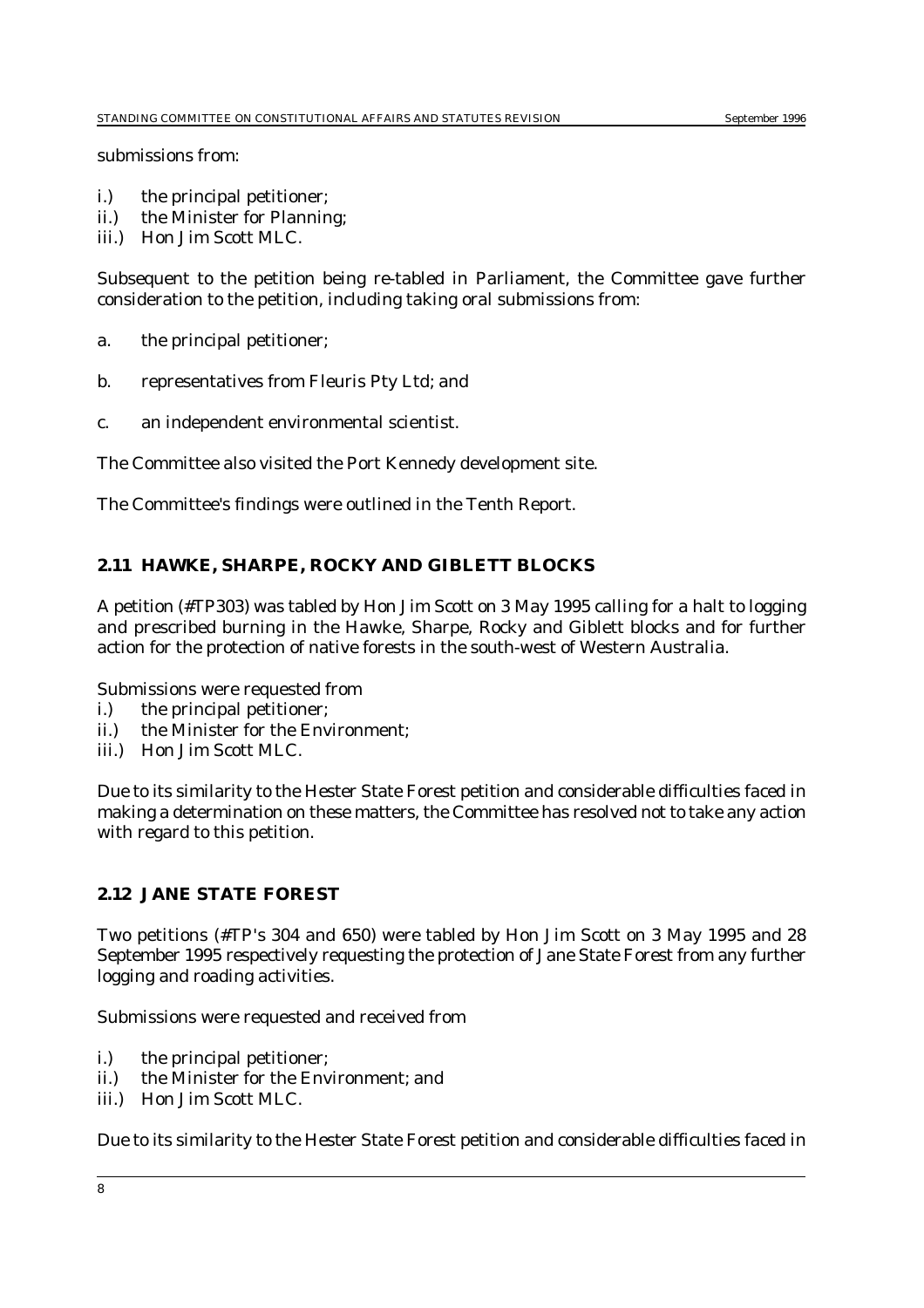submissions from:

i.) the principal petitioner;
ii.) the Minister for Planning;
iii.) Hon Jim Scott MLC.

Subsequent to the petition being re-tabled in Parliament, the Committee gave further consideration to the petition, including taking oral submissions from:

a. the principal petitioner;

b. representatives from Fleuris Pty Ltd; and

c. an independent environmental scientist.

The Committee also visited the Port Kennedy development site.

The Committee's findings were outlined in the Tenth Report.

## 2.11 HAWKE, SHARPE, ROCKY AND GIBLETT BLOCKS

A petition (#TP303) was tabled by Hon Jim Scott on 3 May 1995 calling for a halt to logging and prescribed burning in the Hawke, Sharpe, Rocky and Giblett blocks and for further action for the protection of native forests in the south-west of Western Australia.

Submissions were requested from
i.) the principal petitioner;
ii.) the Minister for the Environment;
iii.) Hon Jim Scott MLC.

Due to its similarity to the Hester State Forest petition and considerable difficulties faced in making a determination on these matters, the Committee has resolved not to take any action with regard to this petition.

## 2.12 JANE STATE FOREST

Two petitions (#TP's 304 and 650) were tabled by Hon Jim Scott on 3 May 1995 and 28 September 1995 respectively requesting the protection of Jane State Forest from any further logging and roading activities.

Submissions were requested and received from

i.) the principal petitioner;
ii.) the Minister for the Environment; and
iii.) Hon Jim Scott MLC.

Due to its similarity to the Hester State Forest petition and considerable difficulties faced in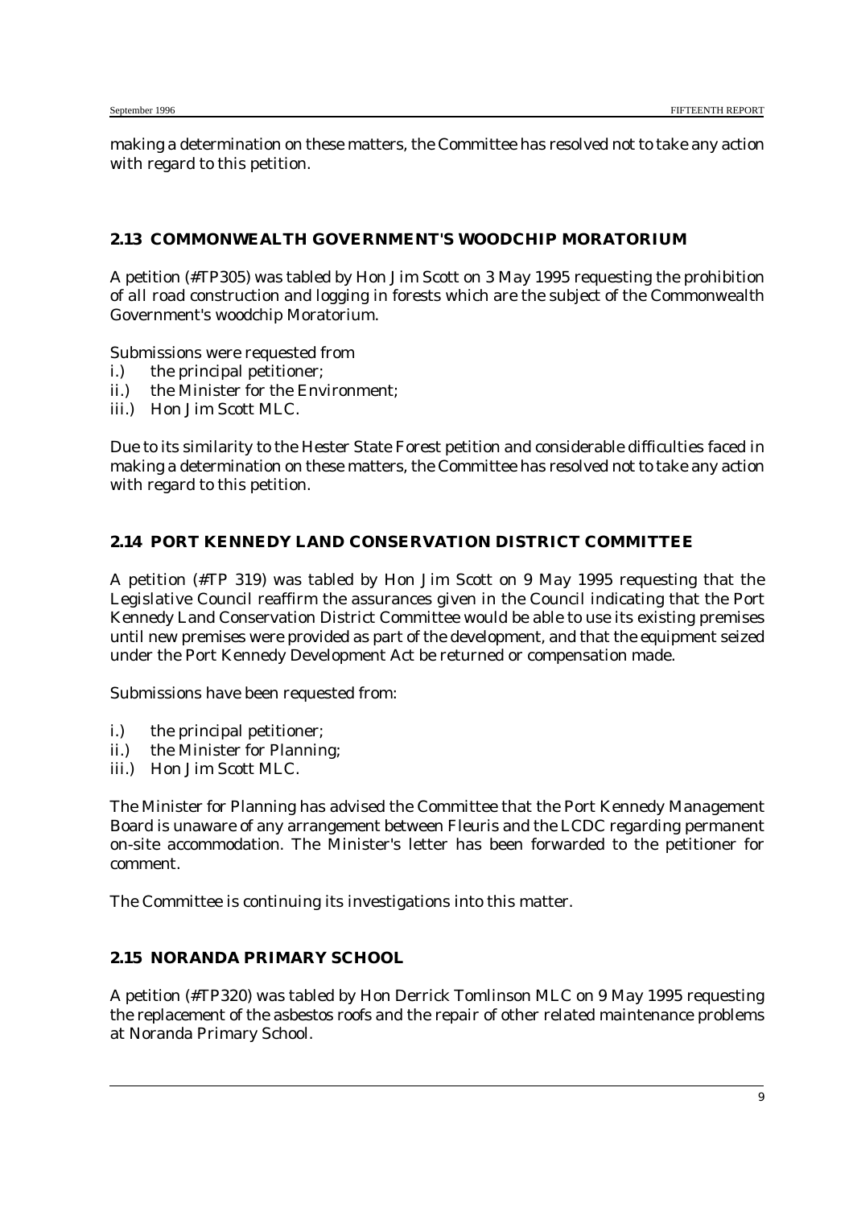making a determination on these matters, the Committee has resolved not to take any action with regard to this petition.

### 2.13 COMMONWEALTH GOVERNMENT'S WOODCHIP MORATORIUM

A petition (#TP305) was tabled by Hon Jim Scott on 3 May 1995 requesting the prohibition of all road construction and logging in forests which are the subject of the Commonwealth Government's woodchip Moratorium.

Submissions were requested from
- i.) the principal petitioner;
- ii.) the Minister for the Environment;
- iii.) Hon Jim Scott MLC.

Due to its similarity to the Hester State Forest petition and considerable difficulties faced in making a determination on these matters, the Committee has resolved not to take any action with regard to this petition.

### 2.14 PORT KENNEDY LAND CONSERVATION DISTRICT COMMITTEE

A petition (#TP 319) was tabled by Hon Jim Scott on 9 May 1995 requesting that the Legislative Council reaffirm the assurances given in the Council indicating that the Port Kennedy Land Conservation District Committee would be able to use its existing premises until new premises were provided as part of the development, and that the equipment seized under the Port Kennedy Development Act be returned or compensation made.

Submissions have been requested from:

- i.) the principal petitioner;
- ii.) the Minister for Planning;
- iii.) Hon Jim Scott MLC.

The Minister for Planning has advised the Committee that the Port Kennedy Management Board is unaware of any arrangement between Fleuris and the LCDC regarding permanent on-site accommodation. The Minister's letter has been forwarded to the petitioner for comment.

The Committee is continuing its investigations into this matter.

### 2.15 NORANDA PRIMARY SCHOOL

A petition (#TP320) was tabled by Hon Derrick Tomlinson MLC on 9 May 1995 requesting the replacement of the asbestos roofs and the repair of other related maintenance problems at Noranda Primary School.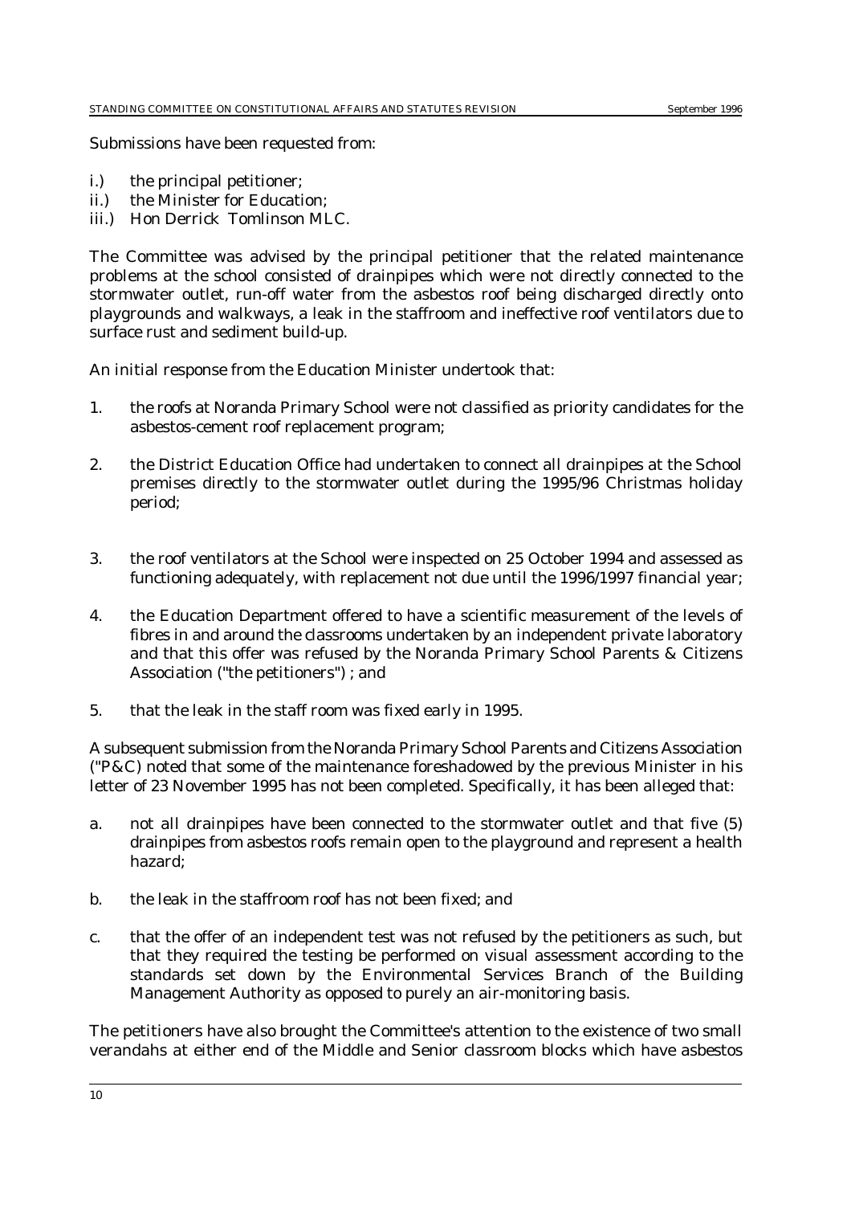Submissions have been requested from:

i.) the principal petitioner;
ii.) the Minister for Education;
iii.) Hon Derrick Tomlinson MLC.

The Committee was advised by the principal petitioner that the related maintenance problems at the school consisted of drainpipes which were not directly connected to the stormwater outlet, run-off water from the asbestos roof being discharged directly onto playgrounds and walkways, a leak in the staffroom and ineffective roof ventilators due to surface rust and sediment build-up.

An initial response from the Education Minister undertook that:

1. the roofs at Noranda Primary School were not classified as priority candidates for the asbestos-cement roof replacement program;

2. the District Education Office had undertaken to connect all drainpipes at the School premises directly to the stormwater outlet during the 1995/96 Christmas holiday period;

3. the roof ventilators at the School were inspected on 25 October 1994 and assessed as functioning adequately, with replacement not due until the 1996/1997 financial year;

4. the Education Department offered to have a scientific measurement of the levels of fibres in and around the classrooms undertaken by an independent private laboratory and that this offer was refused by the Noranda Primary School Parents & Citizens Association ("the petitioners") ; and

5. that the leak in the staff room was fixed early in 1995.

A subsequent submission from the Noranda Primary School Parents and Citizens Association ("P&C) noted that some of the maintenance foreshadowed by the previous Minister in his letter of 23 November 1995 has not been completed. Specifically, it has been alleged that:

a. not all drainpipes have been connected to the stormwater outlet and that five (5) drainpipes from asbestos roofs remain open to the playground and represent a health hazard;

b. the leak in the staffroom roof has not been fixed; and

c. that the offer of an independent test was not refused by the petitioners as such, but that they required the testing be performed on visual assessment according to the standards set down by the Environmental Services Branch of the Building Management Authority as opposed to purely an air-monitoring basis.

The petitioners have also brought the Committee's attention to the existence of two small verandahs at either end of the Middle and Senior classroom blocks which have asbestos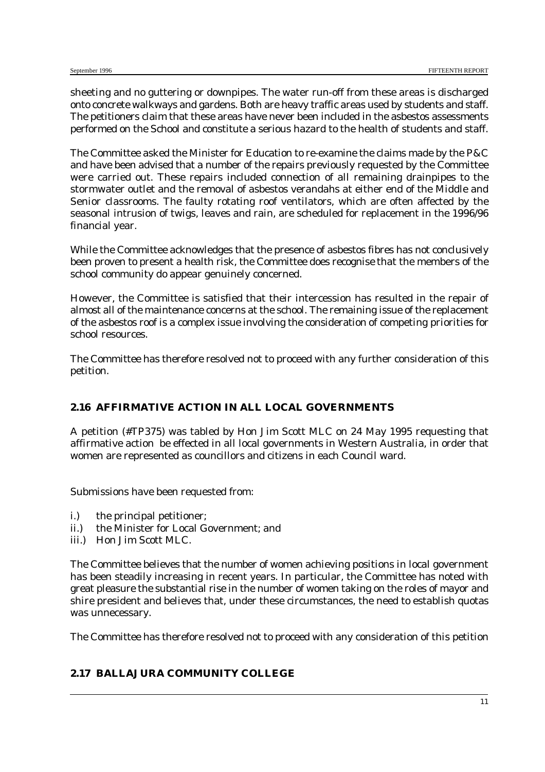sheeting and no guttering or downpipes. The water run-off from these areas is discharged onto concrete walkways and gardens. Both are heavy traffic areas used by students and staff. The petitioners claim that these areas have never been included in the asbestos assessments performed on the School and constitute a serious hazard to the health of students and staff.

The Committee asked the Minister for Education to re-examine the claims made by the P&C and have been advised that a number of the repairs previously requested by the Committee were carried out. These repairs included connection of all remaining drainpipes to the stormwater outlet and the removal of asbestos verandahs at either end of the Middle and Senior classrooms. The faulty rotating roof ventilators, which are often affected by the seasonal intrusion of twigs, leaves and rain, are scheduled for replacement in the 1996/96 financial year.

While the Committee acknowledges that the presence of asbestos fibres has not conclusively been proven to present a health risk, the Committee does recognise that the members of the school community do appear genuinely concerned.

However, the Committee is satisfied that their intercession has resulted in the repair of almost all of the maintenance concerns at the school. The remaining issue of the replacement of the asbestos roof is a complex issue involving the consideration of competing priorities for school resources.

The Committee has therefore resolved not to proceed with any further consideration of this petition.

### 2.16 AFFIRMATIVE ACTION IN ALL LOCAL GOVERNMENTS

A petition (#TP375) was tabled by Hon Jim Scott MLC on 24 May 1995 requesting that affirmative action be effected in all local governments in Western Australia, in order that women are represented as councillors and citizens in each Council ward.

Submissions have been requested from:

i.) the principal petitioner;
ii.) the Minister for Local Government; and
iii.) Hon Jim Scott MLC.

The Committee believes that the number of women achieving positions in local government has been steadily increasing in recent years. In particular, the Committee has noted with great pleasure the substantial rise in the number of women taking on the roles of mayor and shire president and believes that, under these circumstances, the need to establish quotas was unnecessary.

The Committee has therefore resolved not to proceed with any consideration of this petition

### 2.17 BALLAJURA COMMUNITY COLLEGE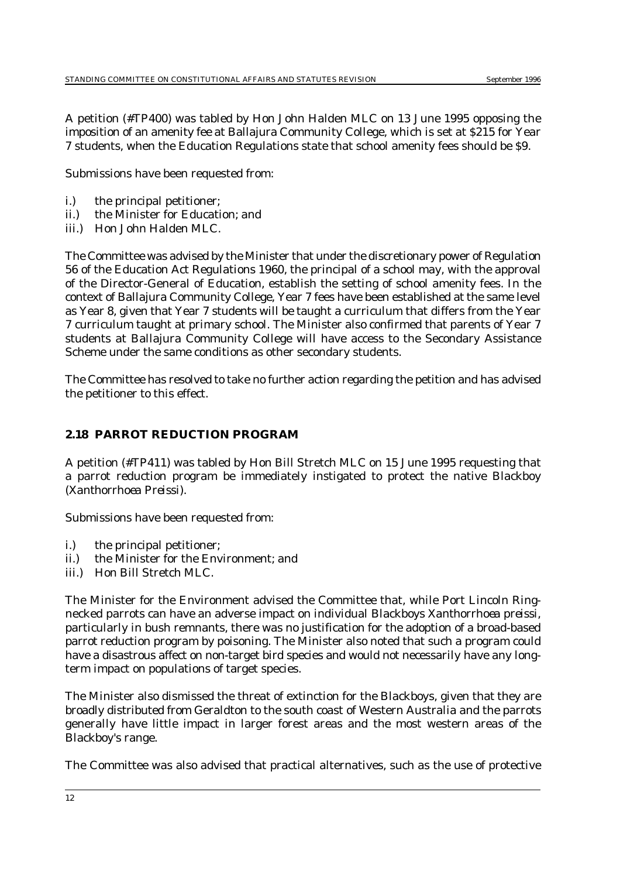A petition (#TP400) was tabled by Hon John Halden MLC on 13 June 1995 opposing the imposition of an amenity fee at Ballajura Community College, which is set at $215 for Year 7 students, when the Education Regulations state that school amenity fees should be $9.

Submissions have been requested from:

i.) the principal petitioner;
ii.) the Minister for Education; and
iii.) Hon John Halden MLC.

The Committee was advised by the Minister that under the discretionary power of Regulation 56 of the Education Act Regulations 1960, the principal of a school may, with the approval of the Director-General of Education, establish the setting of school amenity fees. In the context of Ballajura Community College, Year 7 fees have been established at the same level as Year 8, given that Year 7 students will be taught a curriculum that differs from the Year 7 curriculum taught at primary school. The Minister also confirmed that parents of Year 7 students at Ballajura Community College will have access to the Secondary Assistance Scheme under the same conditions as other secondary students.

The Committee has resolved to take no further action regarding the petition and has advised the petitioner to this effect.

### 2.18 PARROT REDUCTION PROGRAM

A petition (#TP411) was tabled by Hon Bill Stretch MLC on 15 June 1995 requesting that a parrot reduction program be immediately instigated to protect the native Blackboy (*Xanthorrhoea Preissi*).

Submissions have been requested from:

i.) the principal petitioner;
ii.) the Minister for the Environment; and
iii.) Hon Bill Stretch MLC.

The Minister for the Environment advised the Committee that, while Port Lincoln Ring-necked parrots can have an adverse impact on individual Blackboys *Xanthorrhoea preissi*, particularly in bush remnants, there was no justification for the adoption of a broad-based parrot reduction program by poisoning. The Minister also noted that such a program could have a disastrous affect on non-target bird species and would not necessarily have any long-term impact on populations of target species.

The Minister also dismissed the threat of extinction for the Blackboys, given that they are broadly distributed from Geraldton to the south coast of Western Australia and the parrots generally have little impact in larger forest areas and the most western areas of the Blackboy's range.

The Committee was also advised that practical alternatives, such as the use of protective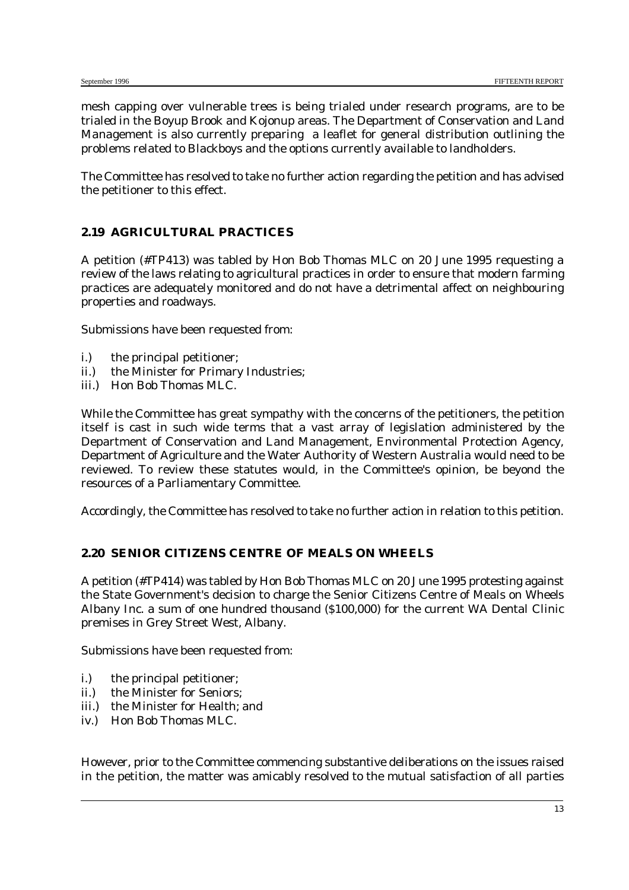mesh capping over vulnerable trees is being trialed under research programs, are to be trialed in the Boyup Brook and Kojonup areas. The Department of Conservation and Land Management is also currently preparing a leaflet for general distribution outlining the problems related to Blackboys and the options currently available to landholders.

The Committee has resolved to take no further action regarding the petition and has advised the petitioner to this effect.

## 2.19 AGRICULTURAL PRACTICES

A petition (#TP413) was tabled by Hon Bob Thomas MLC on 20 June 1995 requesting a review of the laws relating to agricultural practices in order to ensure that modern farming practices are adequately monitored and do not have a detrimental affect on neighbouring properties and roadways.

Submissions have been requested from:

- i.) the principal petitioner;
- ii.) the Minister for Primary Industries;
- iii.) Hon Bob Thomas MLC.

While the Committee has great sympathy with the concerns of the petitioners, the petition itself is cast in such wide terms that a vast array of legislation administered by the Department of Conservation and Land Management, Environmental Protection Agency, Department of Agriculture and the Water Authority of Western Australia would need to be reviewed. To review these statutes would, in the Committee's opinion, be beyond the resources of a Parliamentary Committee.

Accordingly, the Committee has resolved to take no further action in relation to this petition.

## 2.20 SENIOR CITIZENS CENTRE OF MEALS ON WHEELS

A petition (#TP414) was tabled by Hon Bob Thomas MLC on 20 June 1995 protesting against the State Government's decision to charge the Senior Citizens Centre of Meals on Wheels Albany Inc. a sum of one hundred thousand ($100,000) for the current WA Dental Clinic premises in Grey Street West, Albany.

Submissions have been requested from:

- i.) the principal petitioner;
- ii.) the Minister for Seniors;
- iii.) the Minister for Health; and
- iv.) Hon Bob Thomas MLC.

However, prior to the Committee commencing substantive deliberations on the issues raised in the petition, the matter was amicably resolved to the mutual satisfaction of all parties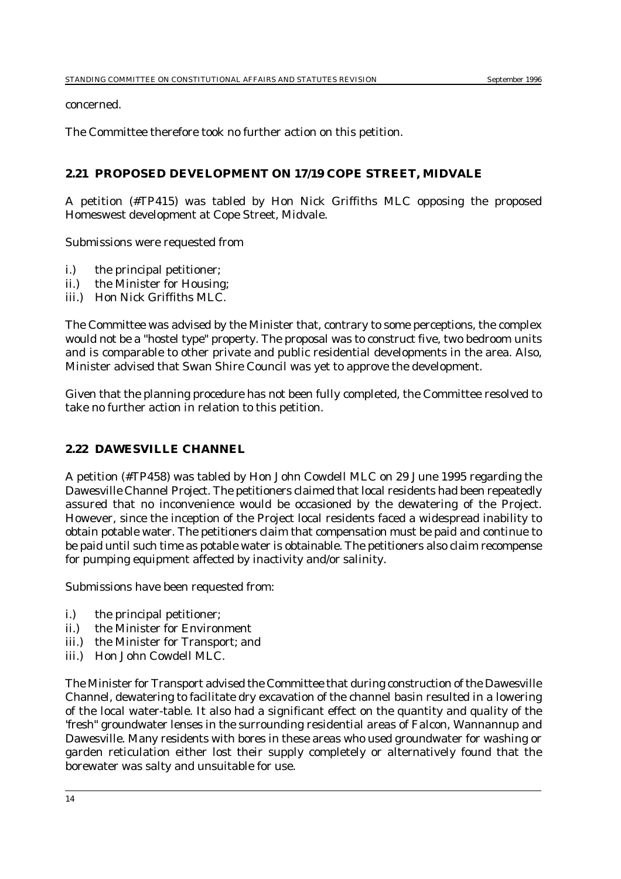concerned.

The Committee therefore took no further action on this petition.

### 2.21 PROPOSED DEVELOPMENT ON 17/19 COPE STREET, MIDVALE

A petition (#TP415) was tabled by Hon Nick Griffiths MLC opposing the proposed Homeswest development at Cope Street, Midvale.

Submissions were requested from

i.) the principal petitioner;
ii.) the Minister for Housing;
iii.) Hon Nick Griffiths MLC.

The Committee was advised by the Minister that, contrary to some perceptions, the complex would not be a "hostel type" property. The proposal was to construct five, two bedroom units and is comparable to other private and public residential developments in the area. Also, Minister advised that Swan Shire Council was yet to approve the development.

Given that the planning procedure has not been fully completed, the Committee resolved to take no further action in relation to this petition.

### 2.22 DAWESVILLE CHANNEL

A petition (#TP458) was tabled by Hon John Cowdell MLC on 29 June 1995 regarding the Dawesville Channel Project. The petitioners claimed that local residents had been repeatedly assured that no inconvenience would be occasioned by the dewatering of the Project. However, since the inception of the Project local residents faced a widespread inability to obtain potable water. The petitioners claim that compensation must be paid and continue to be paid until such time as potable water is obtainable. The petitioners also claim recompense for pumping equipment affected by inactivity and/or salinity.

Submissions have been requested from:

i.) the principal petitioner;
ii.) the Minister for Environment
iii.) the Minister for Transport; and
iii.) Hon John Cowdell MLC.

The Minister for Transport advised the Committee that during construction of the Dawesville Channel, dewatering to facilitate dry excavation of the channel basin resulted in a lowering of the local water-table. It also had a significant effect on the quantity and quality of the "fresh" groundwater lenses in the surrounding residential areas of Falcon, Wannannup and Dawesville. Many residents with bores in these areas who used groundwater for washing or garden reticulation either lost their supply completely or alternatively found that the borewater was salty and unsuitable for use.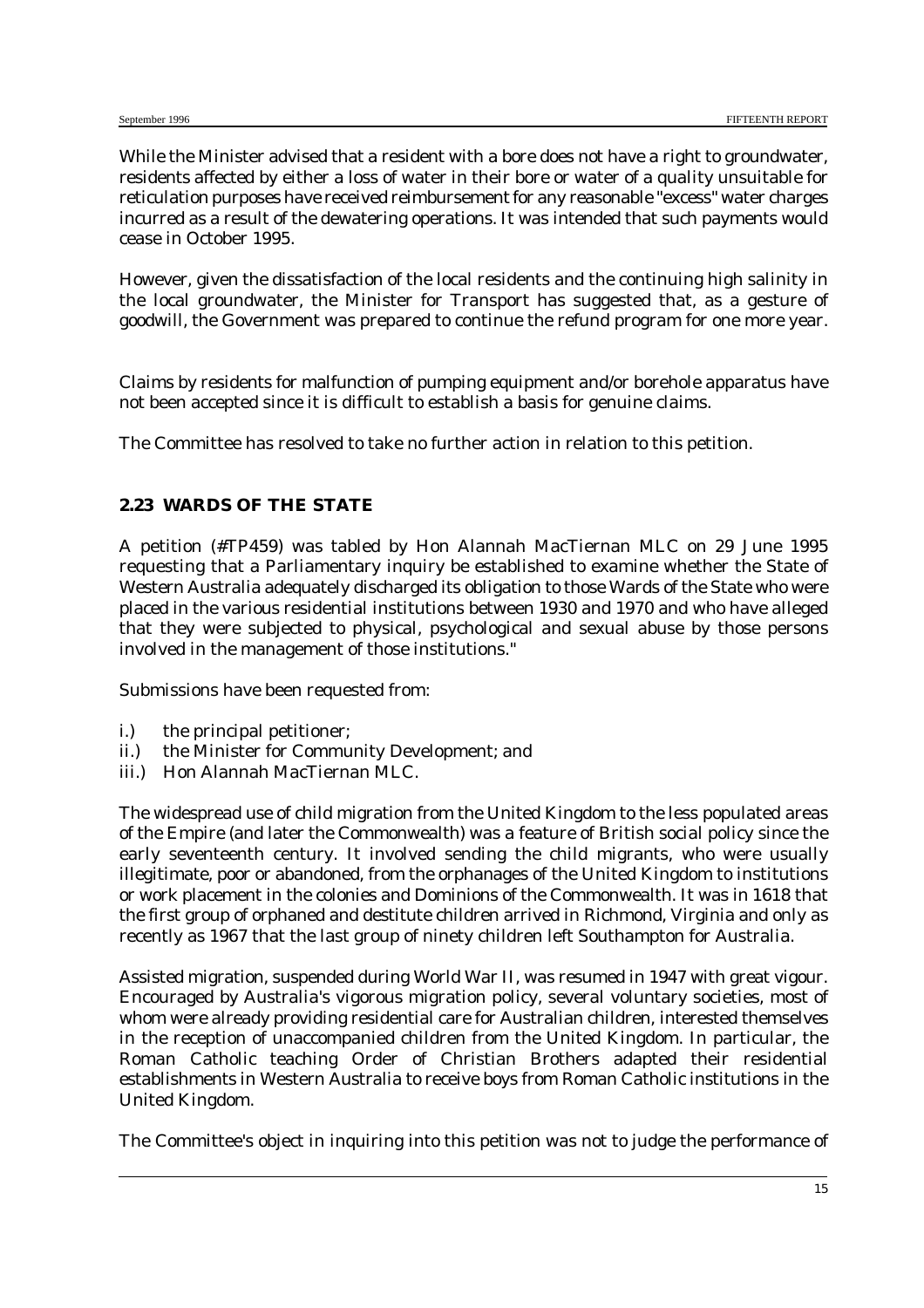While the Minister advised that a resident with a bore does not have a right to groundwater, residents affected by either a loss of water in their bore or water of a quality unsuitable for reticulation purposes have received reimbursement for any reasonable "excess" water charges incurred as a result of the dewatering operations. It was intended that such payments would cease in October 1995.

However, given the dissatisfaction of the local residents and the continuing high salinity in the local groundwater, the Minister for Transport has suggested that, as a gesture of goodwill, the Government was prepared to continue the refund program for one more year.

Claims by residents for malfunction of pumping equipment and/or borehole apparatus have not been accepted since it is difficult to establish a basis for genuine claims.

The Committee has resolved to take no further action in relation to this petition.

### 2.23 WARDS OF THE STATE

A petition (#TP459) was tabled by Hon Alannah MacTiernan MLC on 29 June 1995 requesting that a Parliamentary inquiry be established to examine whether the State of Western Australia adequately discharged its obligation to those Wards of the State who were placed in the various residential institutions between 1930 and 1970 and who have alleged that they were subjected to physical, psychological and sexual abuse by those persons involved in the management of those institutions."

Submissions have been requested from:

i.) the principal petitioner;
ii.) the Minister for Community Development; and
iii.) Hon Alannah MacTiernan MLC.

The widespread use of child migration from the United Kingdom to the less populated areas of the Empire (and later the Commonwealth) was a feature of British social policy since the early seventeenth century. It involved sending the child migrants, who were usually illegitimate, poor or abandoned, from the orphanages of the United Kingdom to institutions or work placement in the colonies and Dominions of the Commonwealth. It was in 1618 that the first group of orphaned and destitute children arrived in Richmond, Virginia and only as recently as 1967 that the last group of ninety children left Southampton for Australia.

Assisted migration, suspended during World War II, was resumed in 1947 with great vigour. Encouraged by Australia's vigorous migration policy, several voluntary societies, most of whom were already providing residential care for Australian children, interested themselves in the reception of unaccompanied children from the United Kingdom. In particular, the Roman Catholic teaching Order of Christian Brothers adapted their residential establishments in Western Australia to receive boys from Roman Catholic institutions in the United Kingdom.

The Committee's object in inquiring into this petition was not to judge the performance of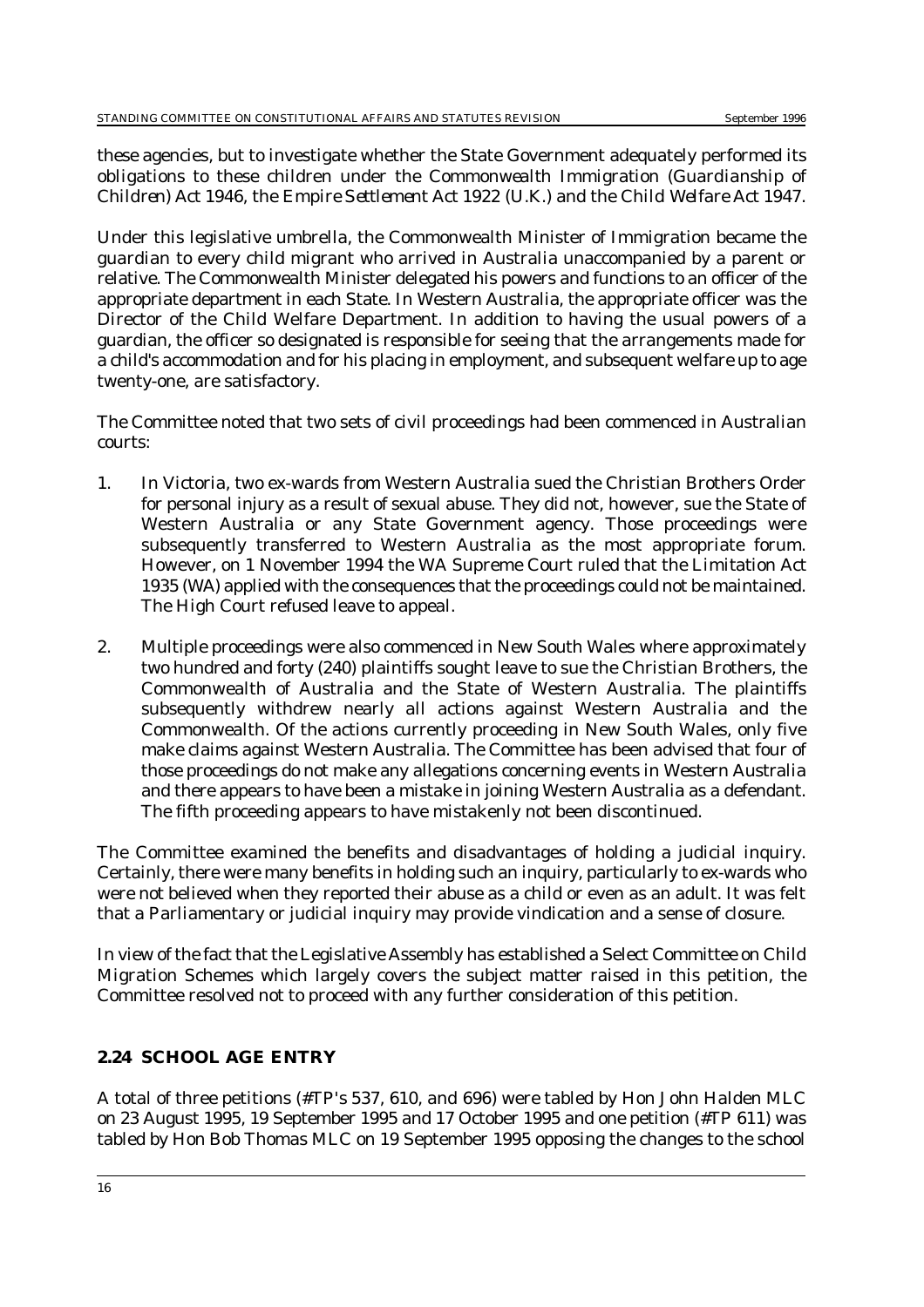these agencies, but to investigate whether the State Government adequately performed its obligations to these children under the *Commonwealth Immigration (Guardianship of Children) Act 1946*, the *Empire Settlement Act 1922* (U.K.) and the *Child Welfare Act 1947*.

Under this legislative umbrella, the Commonwealth Minister of Immigration became the guardian to every child migrant who arrived in Australia unaccompanied by a parent or relative. The Commonwealth Minister delegated his powers and functions to an officer of the appropriate department in each State. In Western Australia, the appropriate officer was the Director of the Child Welfare Department. In addition to having the usual powers of a guardian, the officer so designated is responsible for seeing that the arrangements made for a child's accommodation and for his placing in employment, and subsequent welfare up to age twenty-one, are satisfactory.

The Committee noted that two sets of civil proceedings had been commenced in Australian courts:

1. In Victoria, two ex-wards from Western Australia sued the Christian Brothers Order for personal injury as a result of sexual abuse. They did not, however, sue the State of Western Australia or any State Government agency. Those proceedings were subsequently transferred to Western Australia as the most appropriate forum. However, on 1 November 1994 the WA Supreme Court ruled that the *Limitation Act 1935* (WA) applied with the consequences that the proceedings could not be maintained. The High Court refused leave to appeal.

2. Multiple proceedings were also commenced in New South Wales where approximately two hundred and forty (240) plaintiffs sought leave to sue the Christian Brothers, the Commonwealth of Australia and the State of Western Australia. The plaintiffs subsequently withdrew nearly all actions against Western Australia and the Commonwealth. Of the actions currently proceeding in New South Wales, only five make claims against Western Australia. The Committee has been advised that four of those proceedings do not make any allegations concerning events in Western Australia and there appears to have been a mistake in joining Western Australia as a defendant. The fifth proceeding appears to have mistakenly not been discontinued.

The Committee examined the benefits and disadvantages of holding a judicial inquiry. Certainly, there were many benefits in holding such an inquiry, particularly to ex-wards who were not believed when they reported their abuse as a child or even as an adult. It was felt that a Parliamentary or judicial inquiry may provide vindication and a sense of closure.

In view of the fact that the Legislative Assembly has established a Select Committee on Child Migration Schemes which largely covers the subject matter raised in this petition, the Committee resolved not to proceed with any further consideration of this petition.

## 2.24 SCHOOL AGE ENTRY

A total of three petitions (#TP's 537, 610, and 696) were tabled by Hon John Halden MLC on 23 August 1995, 19 September 1995 and 17 October 1995 and one petition (#TP 611) was tabled by Hon Bob Thomas MLC on 19 September 1995 opposing the changes to the school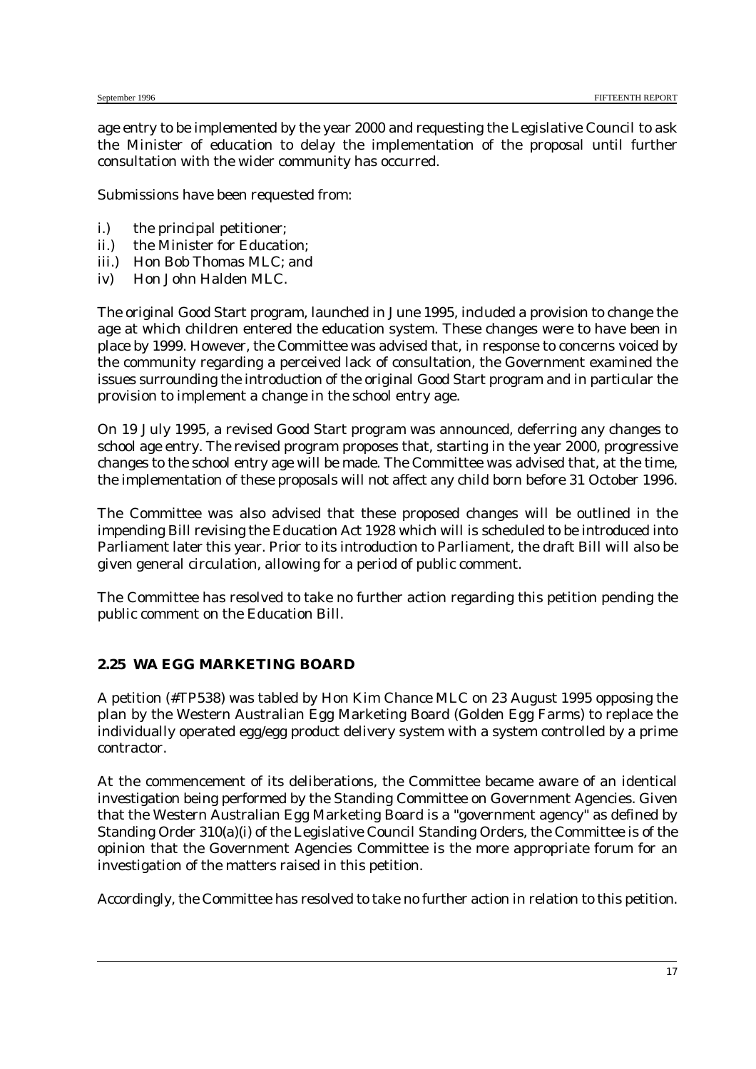age entry to be implemented by the year 2000 and requesting the Legislative Council to ask the Minister of education to delay the implementation of the proposal until further consultation with the wider community has occurred.

Submissions have been requested from:

i.) the principal petitioner;
ii.) the Minister for Education;
iii.) Hon Bob Thomas MLC; and
iv) Hon John Halden MLC.

The original Good Start program, launched in June 1995, included a provision to change the age at which children entered the education system. These changes were to have been in place by 1999. However, the Committee was advised that, in response to concerns voiced by the community regarding a perceived lack of consultation, the Government examined the issues surrounding the introduction of the original Good Start program and in particular the provision to implement a change in the school entry age.

On 19 July 1995, a revised Good Start program was announced, deferring any changes to school age entry. The revised program proposes that, starting in the year 2000, progressive changes to the school entry age will be made. The Committee was advised that, at the time, the implementation of these proposals will not affect any child born before 31 October 1996.

The Committee was also advised that these proposed changes will be outlined in the impending Bill revising the Education Act 1928 which will is scheduled to be introduced into Parliament later this year. Prior to its introduction to Parliament, the draft Bill will also be given general circulation, allowing for a period of public comment.

The Committee has resolved to take no further action regarding this petition pending the public comment on the Education Bill.

## 2.25 WA EGG MARKETING BOARD

A petition (#TP538) was tabled by Hon Kim Chance MLC on 23 August 1995 opposing the plan by the Western Australian Egg Marketing Board (Golden Egg Farms) to replace the individually operated egg/egg product delivery system with a system controlled by a prime contractor.

At the commencement of its deliberations, the Committee became aware of an identical investigation being performed by the Standing Committee on Government Agencies. Given that the Western Australian Egg Marketing Board is a "government agency" as defined by Standing Order 310(a)(i) of the Legislative Council Standing Orders, the Committee is of the opinion that the Government Agencies Committee is the more appropriate forum for an investigation of the matters raised in this petition.

Accordingly, the Committee has resolved to take no further action in relation to this petition.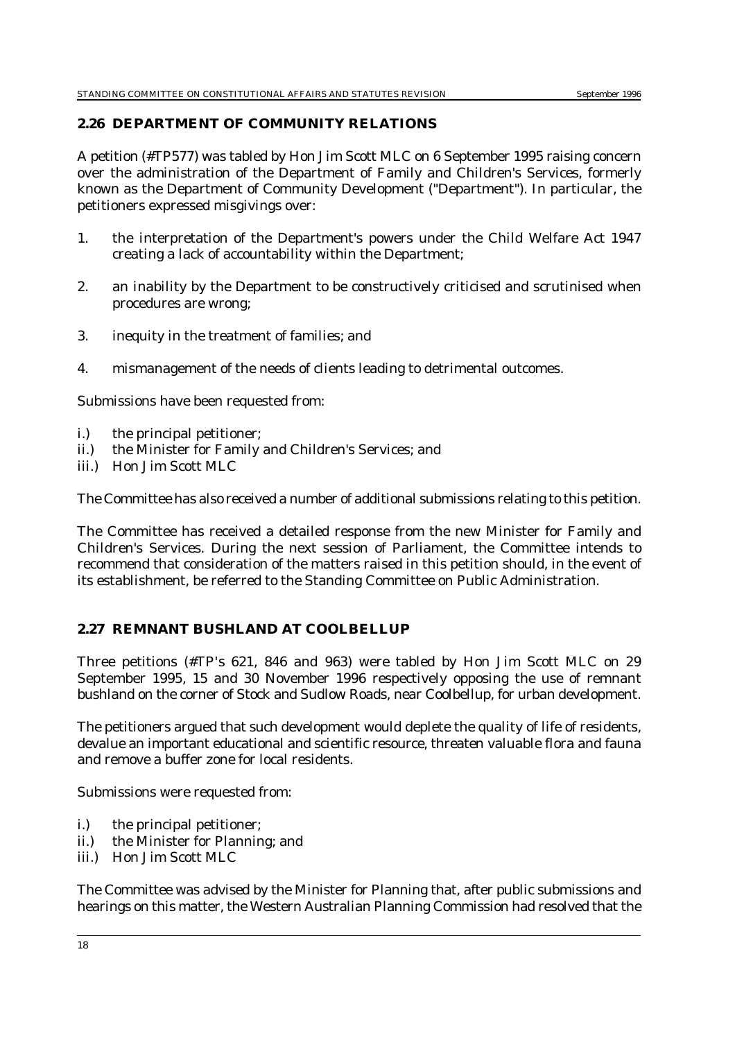## 2.26 DEPARTMENT OF COMMUNITY RELATIONS

A petition (#TP577) was tabled by Hon Jim Scott MLC on 6 September 1995 raising concern over the administration of the Department of Family and Children's Services, formerly known as the Department of Community Development ("Department"). In particular, the petitioners expressed misgivings over:

1. the interpretation of the Department's powers under the Child Welfare Act 1947 creating a lack of accountability within the Department;

2. an inability by the Department to be constructively criticised and scrutinised when procedures are wrong;

3. inequity in the treatment of families; and

4. mismanagement of the needs of clients leading to detrimental outcomes.

Submissions have been requested from:

i.) the principal petitioner;
ii.) the Minister for Family and Children's Services; and
iii.) Hon Jim Scott MLC

The Committee has also received a number of additional submissions relating to this petition.

The Committee has received a detailed response from the new Minister for Family and Children's Services. During the next session of Parliament, the Committee intends to recommend that consideration of the matters raised in this petition should, in the event of its establishment, be referred to the Standing Committee on Public Administration.

## 2.27 REMNANT BUSHLAND AT COOLBELLUP

Three petitions (#TP's 621, 846 and 963) were tabled by Hon Jim Scott MLC on 29 September 1995, 15 and 30 November 1996 respectively opposing the use of remnant bushland on the corner of Stock and Sudlow Roads, near Coolbellup, for urban development.

The petitioners argued that such development would deplete the quality of life of residents, devalue an important educational and scientific resource, threaten valuable flora and fauna and remove a buffer zone for local residents.

Submissions were requested from:

i.) the principal petitioner;
ii.) the Minister for Planning; and
iii.) Hon Jim Scott MLC

The Committee was advised by the Minister for Planning that, after public submissions and hearings on this matter, the Western Australian Planning Commission had resolved that the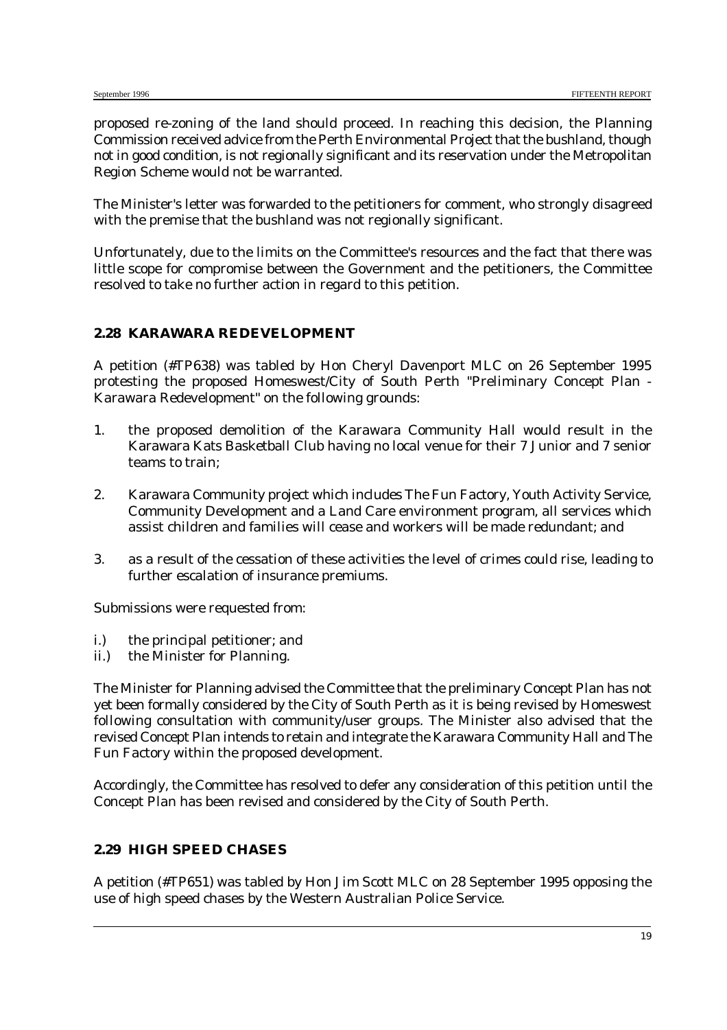proposed re-zoning of the land should proceed. In reaching this decision, the Planning Commission received advice from the Perth Environmental Project that the bushland, though not in good condition, is not regionally significant and its reservation under the Metropolitan Region Scheme would not be warranted.

The Minister's letter was forwarded to the petitioners for comment, who strongly disagreed with the premise that the bushland was not regionally significant.

Unfortunately, due to the limits on the Committee's resources and the fact that there was little scope for compromise between the Government and the petitioners, the Committee resolved to take no further action in regard to this petition.

### 2.28 KARAWARA REDEVELOPMENT

A petition (#TP638) was tabled by Hon Cheryl Davenport MLC on 26 September 1995 protesting the proposed Homeswest/City of South Perth "Preliminary Concept Plan - Karawara Redevelopment" on the following grounds:

1. the proposed demolition of the Karawara Community Hall would result in the Karawara Kats Basketball Club having no local venue for their 7 Junior and 7 senior teams to train;

2. Karawara Community project which includes The Fun Factory, Youth Activity Service, Community Development and a Land Care environment program, all services which assist children and families will cease and workers will be made redundant; and

3. as a result of the cessation of these activities the level of crimes could rise, leading to further escalation of insurance premiums.

Submissions were requested from:

i.) the principal petitioner; and
ii.) the Minister for Planning.

The Minister for Planning advised the Committee that the preliminary Concept Plan has not yet been formally considered by the City of South Perth as it is being revised by Homeswest following consultation with community/user groups. The Minister also advised that the revised Concept Plan intends to retain and integrate the Karawara Community Hall and The Fun Factory within the proposed development.

Accordingly, the Committee has resolved to defer any consideration of this petition until the Concept Plan has been revised and considered by the City of South Perth.

### 2.29 HIGH SPEED CHASES

A petition (#TP651) was tabled by Hon Jim Scott MLC on 28 September 1995 opposing the use of high speed chases by the Western Australian Police Service.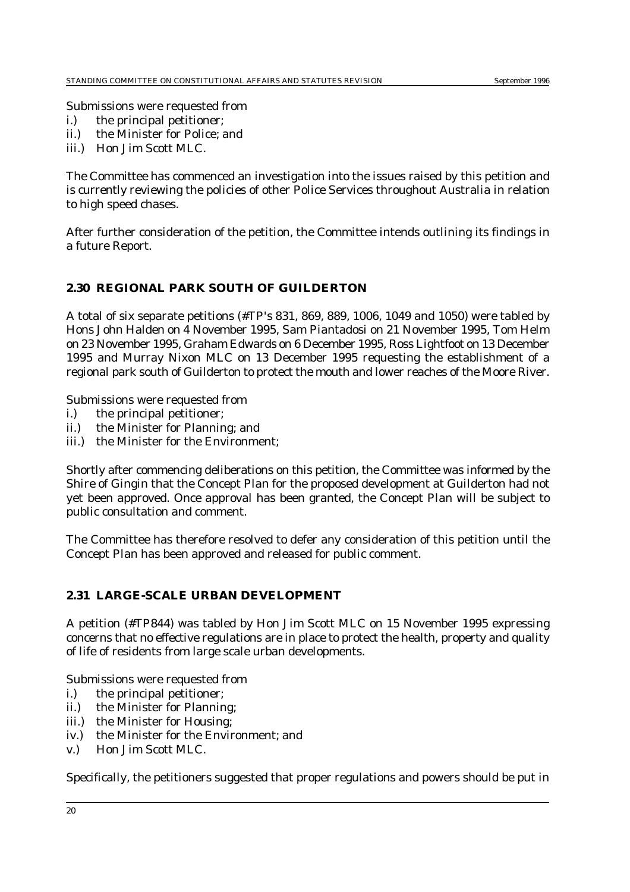Submissions were requested from

i.) the principal petitioner;
ii.) the Minister for Police; and
iii.) Hon Jim Scott MLC.

The Committee has commenced an investigation into the issues raised by this petition and is currently reviewing the policies of other Police Services throughout Australia in relation to high speed chases.

After further consideration of the petition, the Committee intends outlining its findings in a future Report.

## 2.30 REGIONAL PARK SOUTH OF GUILDERTON

A total of six separate petitions (#TP's 831, 869, 889, 1006, 1049 and 1050) were tabled by Hons John Halden on 4 November 1995, Sam Piantadosi on 21 November 1995, Tom Helm on 23 November 1995, Graham Edwards on 6 December 1995, Ross Lightfoot on 13 December 1995 and Murray Nixon MLC on 13 December 1995 requesting the establishment of a regional park south of Guilderton to protect the mouth and lower reaches of the Moore River.

Submissions were requested from

i.) the principal petitioner;
ii.) the Minister for Planning; and
iii.) the Minister for the Environment;

Shortly after commencing deliberations on this petition, the Committee was informed by the Shire of Gingin that the Concept Plan for the proposed development at Guilderton had not yet been approved. Once approval has been granted, the Concept Plan will be subject to public consultation and comment.

The Committee has therefore resolved to defer any consideration of this petition until the Concept Plan has been approved and released for public comment.

## 2.31 LARGE-SCALE URBAN DEVELOPMENT

A petition (#TP844) was tabled by Hon Jim Scott MLC on 15 November 1995 expressing concerns that no effective regulations are in place to protect the health, property and quality of life of residents from large scale urban developments.

Submissions were requested from

i.) the principal petitioner;
ii.) the Minister for Planning;
iii.) the Minister for Housing;
iv.) the Minister for the Environment; and
v.) Hon Jim Scott MLC.

Specifically, the petitioners suggested that proper regulations and powers should be put in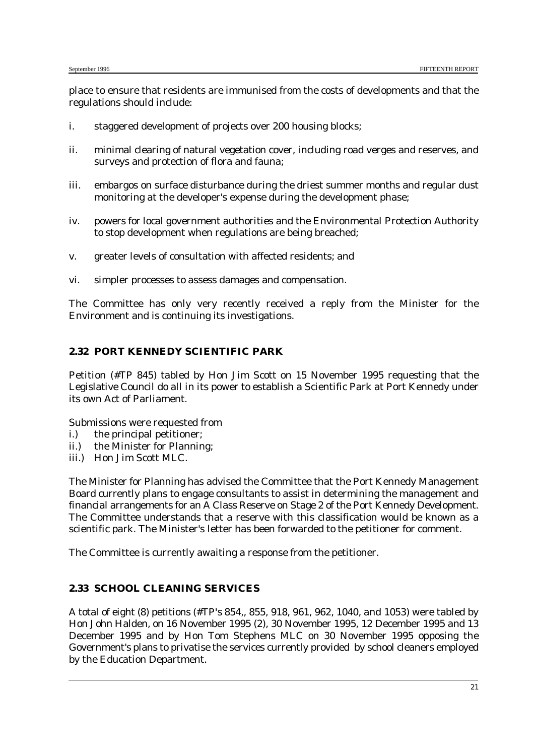place to ensure that residents are immunised from the costs of developments and that the regulations should include:

i. staggered development of projects over 200 housing blocks;

ii. minimal clearing of natural vegetation cover, including road verges and reserves, and surveys and protection of flora and fauna;

iii. embargos on surface disturbance during the driest summer months and regular dust monitoring at the developer's expense during the development phase;

iv. powers for local government authorities and the Environmental Protection Authority to stop development when regulations are being breached;

v. greater levels of consultation with affected residents; and

vi. simpler processes to assess damages and compensation.

The Committee has only very recently received a reply from the Minister for the Environment and is continuing its investigations.

## 2.32 PORT KENNEDY SCIENTIFIC PARK

Petition (#TP 845) tabled by Hon Jim Scott on 15 November 1995 requesting that the Legislative Council do all in its power to establish a Scientific Park at Port Kennedy under its own Act of Parliament.

Submissions were requested from
i.) the principal petitioner;
ii.) the Minister for Planning;
iii.) Hon Jim Scott MLC.

The Minister for Planning has advised the Committee that the Port Kennedy Management Board currently plans to engage consultants to assist in determining the management and financial arrangements for an A Class Reserve on Stage 2 of the Port Kennedy Development. The Committee understands that a reserve with this classification would be known as a scientific park. The Minister's letter has been forwarded to the petitioner for comment.

The Committee is currently awaiting a response from the petitioner.

## 2.33 SCHOOL CLEANING SERVICES

A total of eight (8) petitions (#TP's 854,, 855, 918, 961, 962, 1040, and 1053) were tabled by Hon John Halden, on 16 November 1995 (2), 30 November 1995, 12 December 1995 and 13 December 1995 and by Hon Tom Stephens MLC on 30 November 1995 opposing the Government's plans to privatise the services currently provided by school cleaners employed by the Education Department.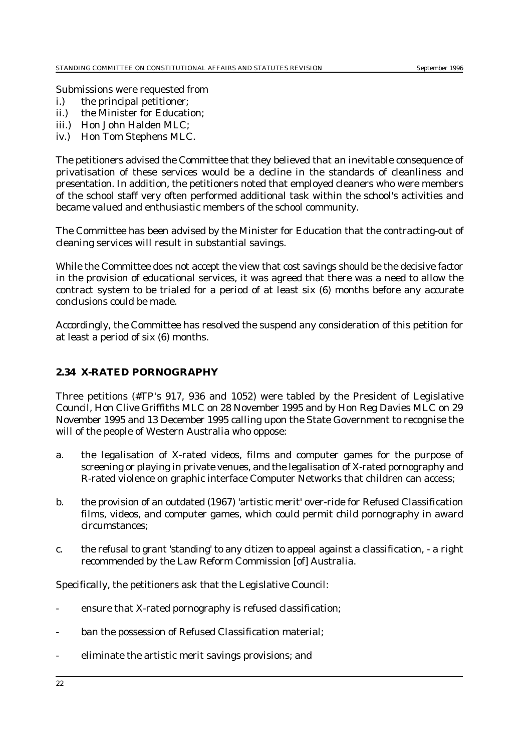Submissions were requested from

i.) the principal petitioner;
ii.) the Minister for Education;
iii.) Hon John Halden MLC;
iv.) Hon Tom Stephens MLC.

The petitioners advised the Committee that they believed that an inevitable consequence of privatisation of these services would be a decline in the standards of cleanliness and presentation. In addition, the petitioners noted that employed cleaners who were members of the school staff very often performed additional task within the school's activities and became valued and enthusiastic members of the school community.

The Committee has been advised by the Minister for Education that the contracting-out of cleaning services will result in substantial savings.

While the Committee does not accept the view that cost savings should be the decisive factor in the provision of educational services, it was agreed that there was a need to allow the contract system to be trialed for a period of at least six (6) months before any accurate conclusions could be made.

Accordingly, the Committee has resolved the suspend any consideration of this petition for at least a period of six (6) months.

### 2.34 X-RATED PORNOGRAPHY

Three petitions (#TP's 917, 936 and 1052) were tabled by the President of Legislative Council, Hon Clive Griffiths MLC on 28 November 1995 and by Hon Reg Davies MLC on 29 November 1995 and 13 December 1995 calling upon the State Government to recognise the will of the people of Western Australia who oppose:

a. the legalisation of X-rated videos, films and computer games for the purpose of screening or playing in private venues, and the legalisation of X-rated pornography and R-rated violence on graphic interface Computer Networks that children can access;

b. the provision of an outdated (1967) 'artistic merit' over-ride for Refused Classification films, videos, and computer games, which could permit child pornography in award circumstances;

c. the refusal to grant 'standing' to any citizen to appeal against a classification, - a right recommended by the Law Reform Commission [of] Australia.

Specifically, the petitioners ask that the Legislative Council:

- ensure that X-rated pornography is refused classification;
- ban the possession of Refused Classification material;
- eliminate the artistic merit savings provisions; and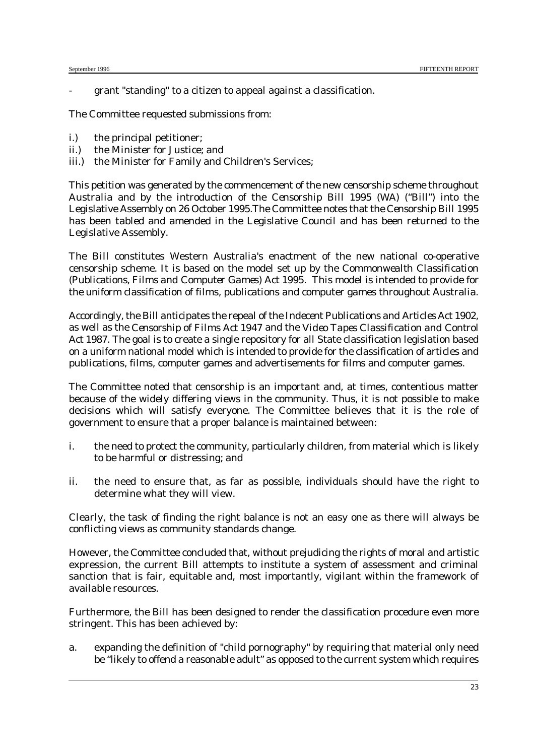- grant "standing" to a citizen to appeal against a classification.

The Committee requested submissions from:

i.) the principal petitioner;
ii.) the Minister for Justice; and
iii.) the Minister for Family and Children's Services;

This petition was generated by the commencement of the new censorship scheme throughout Australia and by the introduction of the *Censorship Bill 1995* (WA) ("Bill") into the Legislative Assembly on 26 October 1995.The Committee notes that the *Censorship Bill 1995* has been tabled and amended in the Legislative Council and has been returned to the Legislative Assembly.

The Bill constitutes Western Australia's enactment of the new national co-operative censorship scheme. It is based on the model set up by the Commonwealth *Classification (Publications, Films and Computer Games) Act 1995*. This model is intended to provide for the uniform classification of films, publications and computer games throughout Australia.

Accordingly, the Bill anticipates the repeal of the *Indecent Publications and Articles Act 1902*, as well as the *Censorship of Films Act 1947* and the *Video Tapes Classification and Control Act 1987*. The goal is to create a single repository for all State classification legislation based on a uniform national model which is intended to provide for the classification of articles and publications, films, computer games and advertisements for films and computer games.

The Committee noted that censorship is an important and, at times, contentious matter because of the widely differing views in the community. Thus, it is not possible to make decisions which will satisfy everyone. The Committee believes that it is the role of government to ensure that a proper balance is maintained between:

i. the need to protect the community, particularly children, from material which is likely to be harmful or distressing; and

ii. the need to ensure that, as far as possible, individuals should have the right to determine what they will view.

Clearly, the task of finding the right balance is not an easy one as there will always be conflicting views as community standards change.

However, the Committee concluded that, without prejudicing the rights of moral and artistic expression, the current Bill attempts to institute a system of assessment and criminal sanction that is fair, equitable and, most importantly, vigilant within the framework of available resources.

Furthermore, the Bill has been designed to render the classification procedure even more stringent. This has been achieved by:

a. expanding the definition of "child pornography" by requiring that material only need be "likely to offend a reasonable adult" as opposed to the current system which requires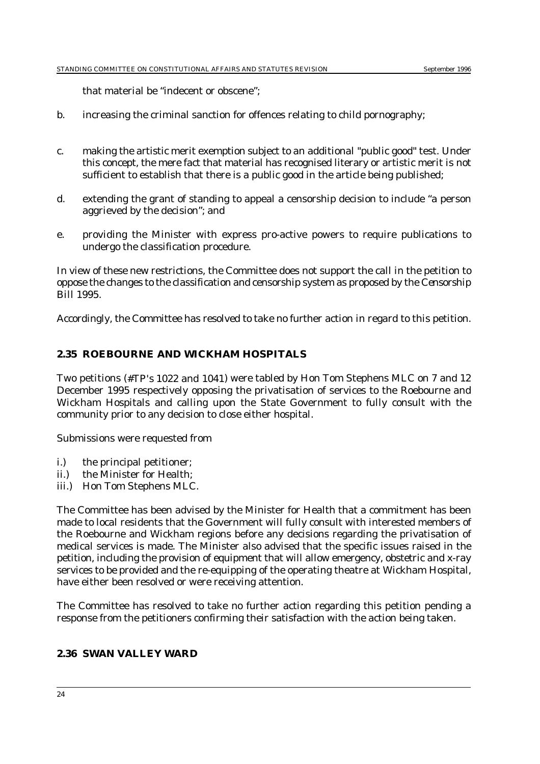that material be "indecent or obscene";

b. increasing the criminal sanction for offences relating to child pornography;

c. making the artistic merit exemption subject to an additional "public good" test. Under this concept, the mere fact that material has recognised literary or artistic merit is not sufficient to establish that there is a public good in the article being published;

d. extending the grant of standing to appeal a censorship decision to include "a person aggrieved by the decision"; and

e. providing the Minister with express pro-active powers to require publications to undergo the classification procedure.

In view of these new restrictions, the Committee does not support the call in the petition to oppose the changes to the classification and censorship system as proposed by the *Censorship Bill 1995*.

Accordingly, the Committee has resolved to take no further action in regard to this petition.

### 2.35 ROEBOURNE AND WICKHAM HOSPITALS

Two petitions (#TP's 1022 and 1041) were tabled by Hon Tom Stephens MLC on 7 and 12 December 1995 respectively opposing the privatisation of services to the Roebourne and Wickham Hospitals and calling upon the State Government to fully consult with the community prior to any decision to close either hospital.

Submissions were requested from

i.) the principal petitioner;
ii.) the Minister for Health;
iii.) Hon Tom Stephens MLC.

The Committee has been advised by the Minister for Health that a commitment has been made to local residents that the Government will fully consult with interested members of the Roebourne and Wickham regions before any decisions regarding the privatisation of medical services is made. The Minister also advised that the specific issues raised in the petition, including the provision of equipment that will allow emergency, obstetric and x-ray services to be provided and the re-equipping of the operating theatre at Wickham Hospital, have either been resolved or were receiving attention.

The Committee has resolved to take no further action regarding this petition pending a response from the petitioners confirming their satisfaction with the action being taken.

### 2.36 SWAN VALLEY WARD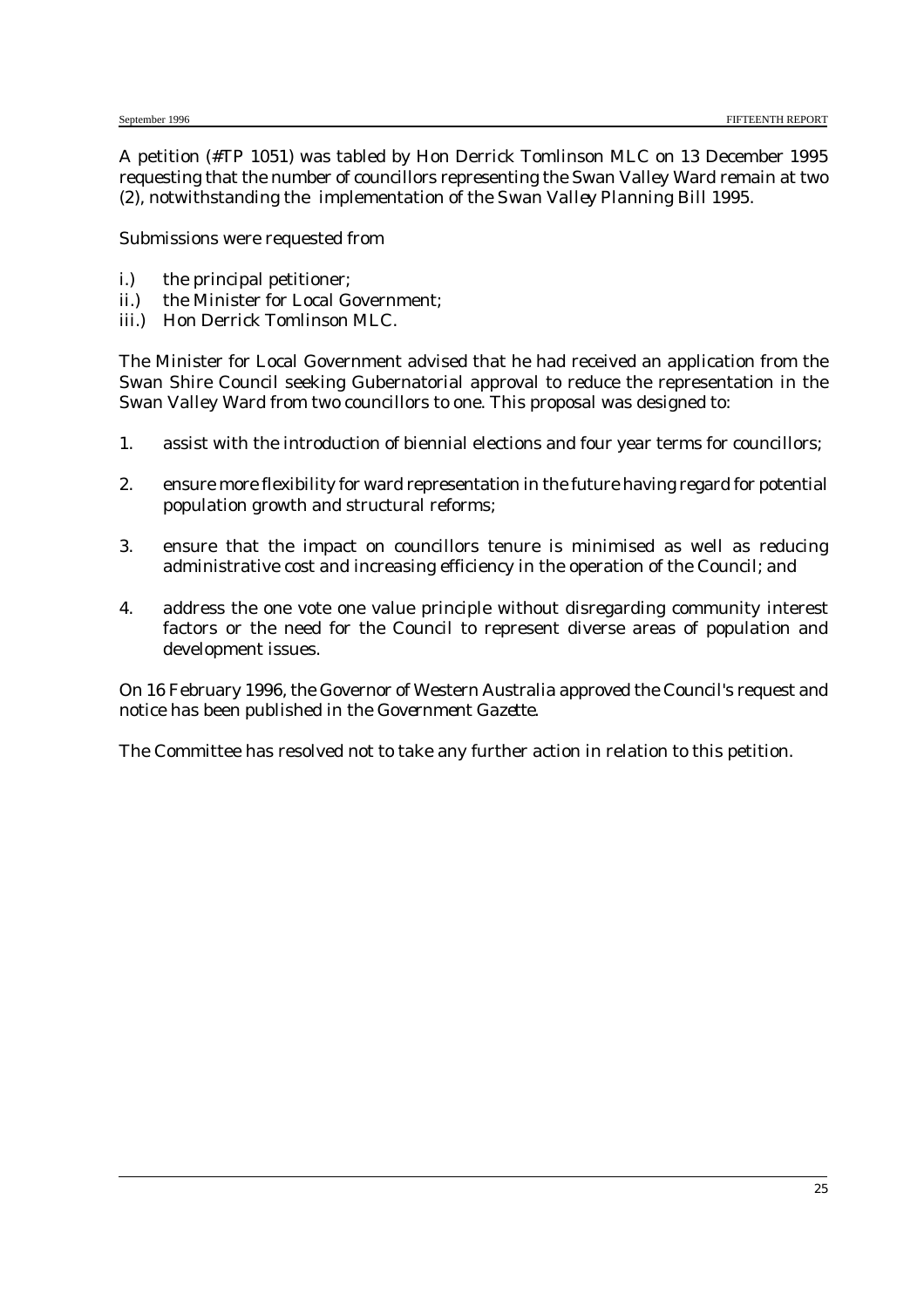A petition (#TP 1051) was tabled by Hon Derrick Tomlinson MLC on 13 December 1995 requesting that the number of councillors representing the Swan Valley Ward remain at two (2), notwithstanding the implementation of the *Swan Valley Planning Bill 1995*.

Submissions were requested from

i.) the principal petitioner;
ii.) the Minister for Local Government;
iii.) Hon Derrick Tomlinson MLC.

The Minister for Local Government advised that he had received an application from the Swan Shire Council seeking Gubernatorial approval to reduce the representation in the Swan Valley Ward from two councillors to one. This proposal was designed to:

1. assist with the introduction of biennial elections and four year terms for councillors;

2. ensure more flexibility for ward representation in the future having regard for potential population growth and structural reforms;

3. ensure that the impact on councillors tenure is minimised as well as reducing administrative cost and increasing efficiency in the operation of the Council; and

4. address the one vote one value principle without disregarding community interest factors or the need for the Council to represent diverse areas of population and development issues.

On 16 February 1996, the Governor of Western Australia approved the Council's request and notice has been published in the *Government Gazette*.

The Committee has resolved not to take any further action in relation to this petition.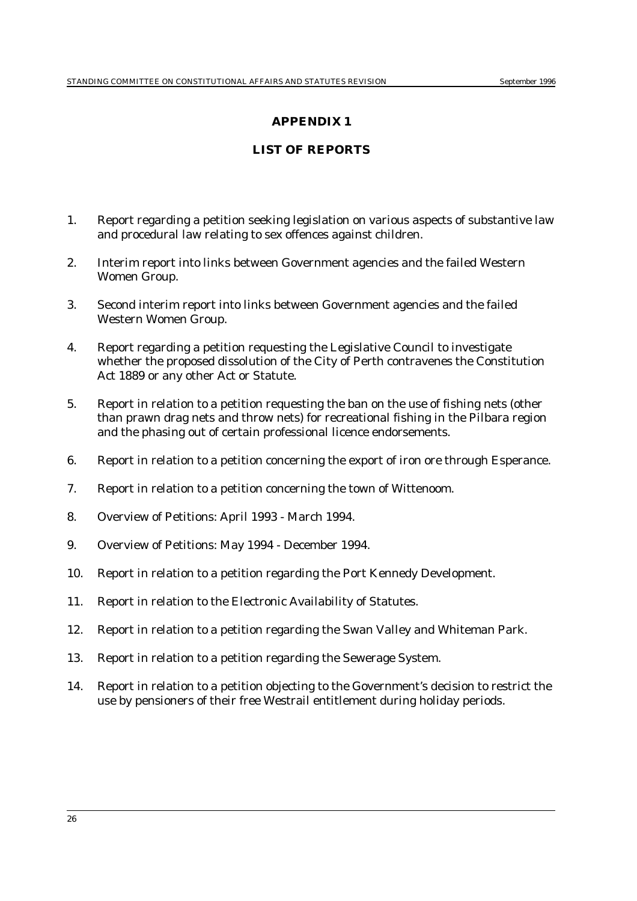# APPENDIX 1

## LIST OF REPORTS

1. Report regarding a petition seeking legislation on various aspects of substantive law and procedural law relating to sex offences against children.

2. Interim report into links between Government agencies and the failed Western Women Group.

3. Second interim report into links between Government agencies and the failed Western Women Group.

4. Report regarding a petition requesting the Legislative Council to investigate whether the proposed dissolution of the City of Perth contravenes the Constitution Act 1889 or any other Act or Statute.

5. Report in relation to a petition requesting the ban on the use of fishing nets (other than prawn drag nets and throw nets) for recreational fishing in the Pilbara region and the phasing out of certain professional licence endorsements.

6. Report in relation to a petition concerning the export of iron ore through Esperance.

7. Report in relation to a petition concerning the town of Wittenoom.

8. Overview of Petitions: April 1993 - March 1994.

9. Overview of Petitions: May 1994 - December 1994.

10. Report in relation to a petition regarding the Port Kennedy Development.

11. Report in relation to the Electronic Availability of Statutes.

12. Report in relation to a petition regarding the Swan Valley and Whiteman Park.

13. Report in relation to a petition regarding the Sewerage System.

14. Report in relation to a petition objecting to the Government's decision to restrict the use by pensioners of their free Westrail entitlement during holiday periods.